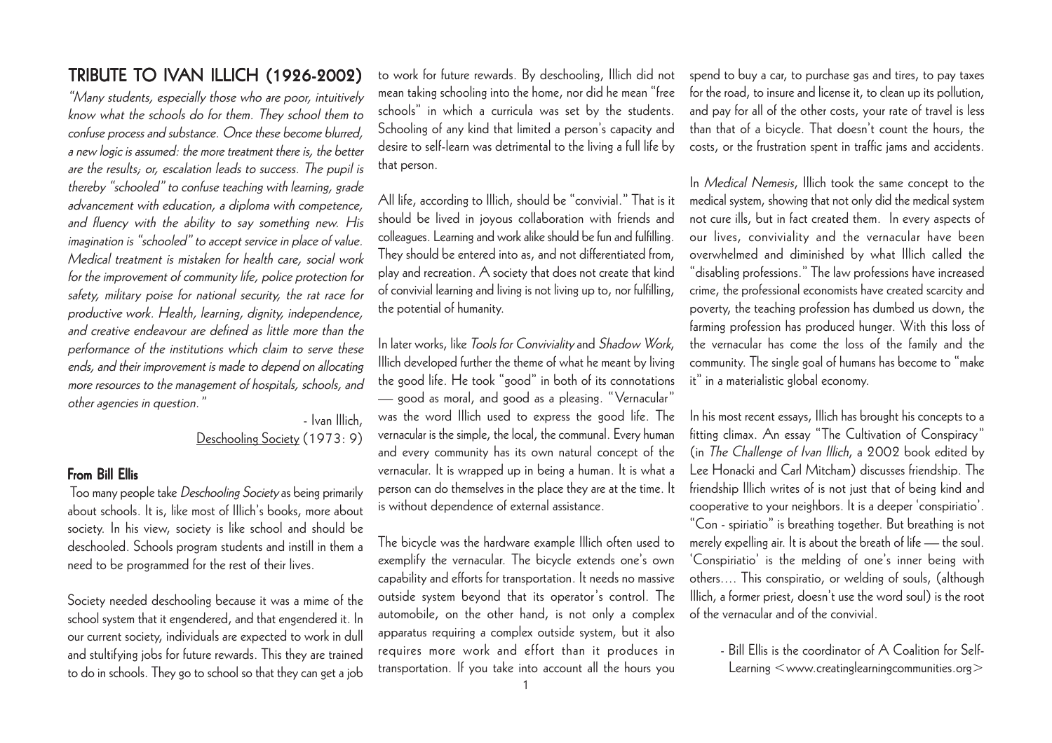# TRIBUTE TO IVAN ILLICH (1926-2002)

*"Many students, especially those who are poor, intuitively know what the schools do for them. They school them to confuse process and substance. Once these become blurred, a new logic is assumed: the more treatment there is, the better are the results; or, escalation leads to success. The pupil is thereby "schooled" to confuse teaching with learning, grade advancement with education, a diploma with competence, and fluency with the ability to say something new. His imagination is "schooled" to accept service in place of value. Medical treatment is mistaken for health care, social work for the improvement of community life, police protection for safety, military poise for national security, the rat race for productive work. Health, learning, dignity, independence, and creative endeavour are defined as little more than the performance of the institutions which claim to serve these ends, and their improvement is made to depend on allocating more resources to the management of hospitals, schools, and other agencies in question."*

- Ivan Illich, Deschooling Society (1973: 9)

## From Bill Ellis

Too many people take *Deschooling Society* as being primarily about schools. It is, like most of Illich's books, more about society. In his view, society is like school and should be deschooled. Schools program students and instill in them a need to be programmed for the rest of their lives.

Society needed deschooling because it was a mime of the school system that it engendered, and that engendered it. In our current society, individuals are expected to work in dull and stultifying jobs for future rewards. This they are trained to do in schools. They go to school so that they can get a job to work for future rewards. By deschooling, Illich did not mean taking schooling into the home, nor did he mean "free schools" in which a curricula was set by the students. Schooling of any kind that limited a person's capacity and desire to self-learn was detrimental to the living a full life by that person.

All life, according to Illich, should be "convivial." That is it should be lived in joyous collaboration with friends and colleagues. Learning and work alike should be fun and fulfilling. They should be entered into as, and not differentiated from, play and recreation. A society that does not create that kind of convivial learning and living is not living up to, nor fulfilling, the potential of humanity.

In later works, like *Tools for Conviviality* and *Shadow Work*, Illich developed further the theme of what he meant by living the good life. He took "good" in both of its connotations — good as moral, and good as a pleasing. "Vernacular" was the word Illich used to express the good life. The vernacular is the simple, the local, the communal. Every human and every community has its own natural concept of the vernacular. It is wrapped up in being a human. It is what a person can do themselves in the place they are at the time. It is without dependence of external assistance.

The bicycle was the hardware example Illich often used to exemplify the vernacular. The bicycle extends one's own capability and efforts for transportation. It needs no massive outside system beyond that its operator's control. The automobile, on the other hand, is not only a complex apparatus requiring a complex outside system, but it also requires more work and effort than it produces in transportation. If you take into account all the hours you spend to buy a car, to purchase gas and tires, to pay taxes for the road, to insure and license it, to clean up its pollution, and pay for all of the other costs, your rate of travel is less than that of a bicycle. That doesn't count the hours, the costs, or the frustration spent in traffic jams and accidents.

In *Medical Nemesis*, Illich took the same concept to the medical system, showing that not only did the medical system not cure ills, but in fact created them. In every aspects of our lives, conviviality and the vernacular have been overwhelmed and diminished by what Illich called the "disabling professions." The law professions have increased crime, the professional economists have created scarcity and poverty, the teaching profession has dumbed us down, the farming profession has produced hunger. With this loss of the vernacular has come the loss of the family and the community. The single goal of humans has become to "make it" in a materialistic global economy.

In his most recent essays, Illich has brought his concepts to a fitting climax. An essay "The Cultivation of Conspiracy" (in *The Challenge of Ivan Illich*, a 2002 book edited by Lee Honacki and Carl Mitcham) discusses friendship. The friendship Illich writes of is not just that of being kind and cooperative to your neighbors. It is a deeper 'conspiriatio'. "Con - spiriatio" is breathing together. But breathing is not merely expelling air. It is about the breath of life — the soul. 'Conspiriatio' is the melding of one's inner being with others…. This conspiratio, or welding of souls, (although Illich, a former priest, doesn't use the word soul) is the root of the vernacular and of the convivial.

- Bill Ellis is the coordinator of A Coalition for Self-Learning <www.creatinglearningcommunities.org>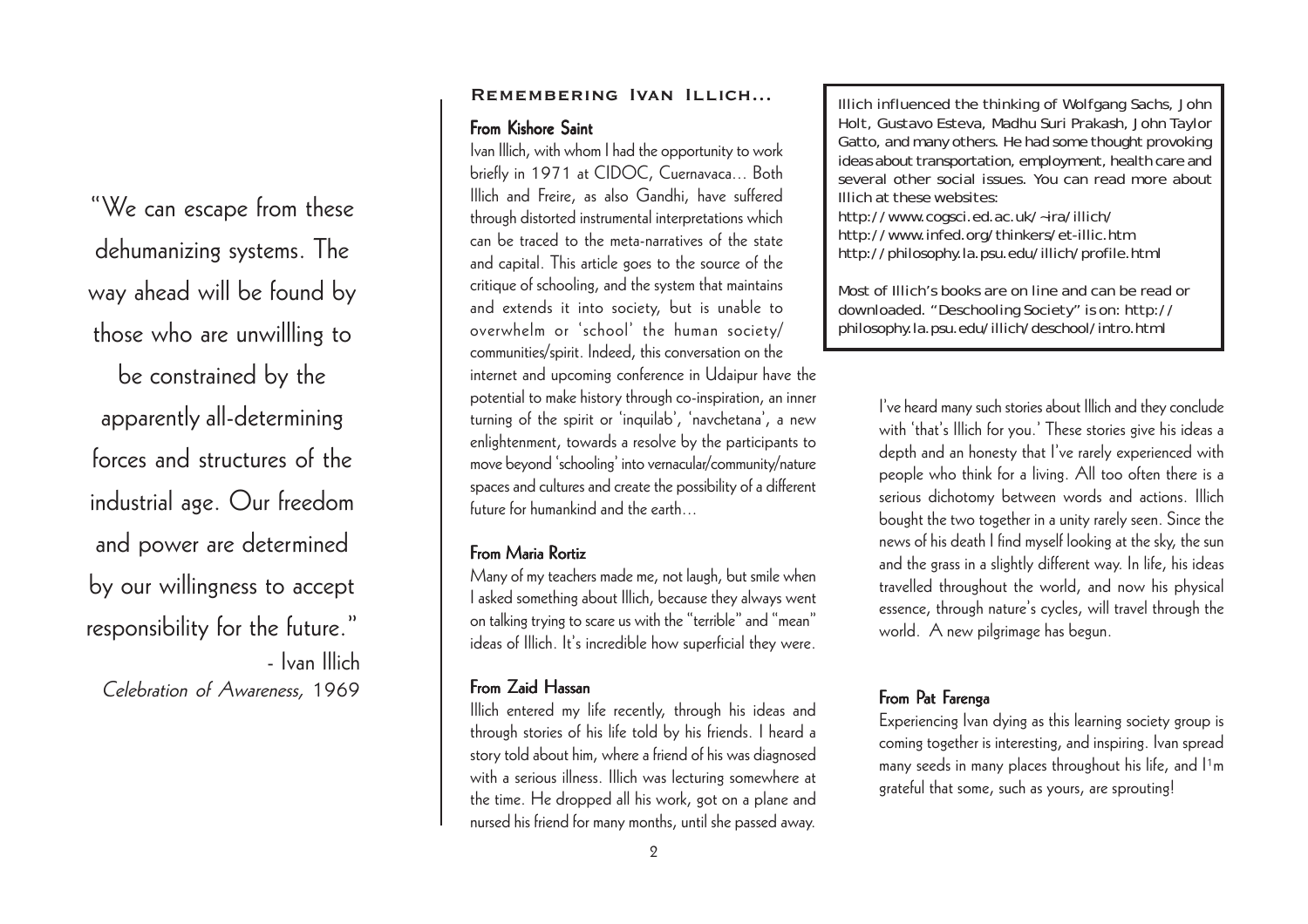"We can escape from these dehumanizing systems. The way ahead will be found by those who are unwillling to be constrained by the apparently all-determining forces and structures of the industrial age. Our freedom and power are determined by our willingness to accept responsibility for the future."

- Ivan Illich
*Celebration of Awareness,* 1969

## Remembering Ivan Illich...

### From Kishore Saint

Ivan Illich, with whom I had the opportunity to work briefly in 1971 at CIDOC, Cuernavaca... Both Illich and Freire, as also Gandhi, have suffered through distorted instrumental interpretations which can be traced to the meta-narratives of the state and capital. This article goes to the source of the critique of schooling, and the system that maintains and extends it into society, but is unable to overwhelm or 'school' the human society/communities/spirit. Indeed, this conversation on the internet and upcoming conference in Udaipur have the potential to make history through co-inspiration, an inner turning of the spirit or 'inquilab', 'navchetana', a new enlightenment, towards a resolve by the participants to move beyond 'schooling' into vernacular/community/nature spaces and cultures and create the possibility of a different future for humankind and the earth...

### From Maria Rortiz

Many of my teachers made me, not laugh, but smile when I asked something about Illich, because they always went on talking trying to scare us with the "terrible" and "mean" ideas of Illich. It's incredible how superficial they were.

### From Zaid Hassan

Illich entered my life recently, through his ideas and through stories of his life told by his friends. I heard a story told about him, where a friend of his was diagnosed with a serious illness. Illich was lecturing somewhere at the time. He dropped all his work, got on a plane and nursed his friend for many months, until she passed away.

I've heard many such stories about Illich and they conclude with 'that's Illich for you.' These stories give his ideas a depth and an honesty that I've rarely experienced with people who think for a living. All too often there is a serious dichotomy between words and actions. Illich bought the two together in a unity rarely seen. Since the news of his death I find myself looking at the sky, the sun and the grass in a slightly different way. In life, his ideas travelled throughout the world, and now his physical essence, through nature's cycles, will travel through the world. A new pilgrimage has begun.

### From Pat Farenga

Experiencing Ivan dying as this learning society group is coming together is interesting, and inspiring. Ivan spread many seeds in many places throughout his life, and I'm grateful that some, such as yours, are sprouting!

---

Illich influenced the thinking of Wolfgang Sachs, John Holt, Gustavo Esteva, Madhu Suri Prakash, John Taylor Gatto, and many others. He had some thought provoking ideas about transportation, employment, health care and several other social issues. You can read more about Illich at these websites:
http://www.cogsci.ed.ac.uk/~ira/illich/
http://www.infed.org/thinkers/et-illic.htm
http://philosophy.la.psu.edu/illich/profile.html

Most of Illich's books are on line and can be read or downloaded. "Deschooling Society" is on: http://philosophy.la.psu.edu/illich/deschool/intro.html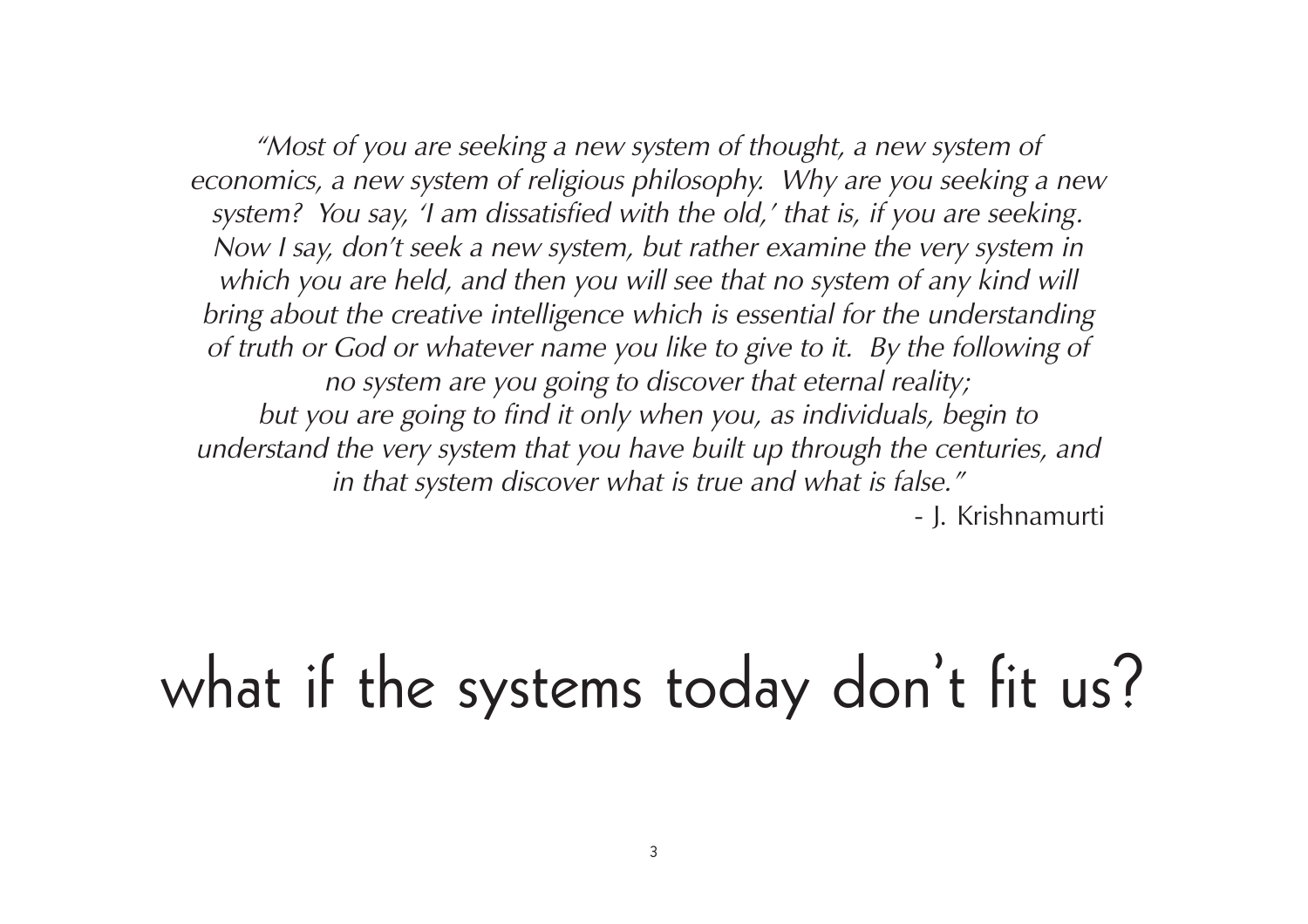*"Most of you are seeking a new system of thought, a new system of economics, a new system of religious philosophy. Why are you seeking a new system? You say, 'I am dissatisfied with the old,' that is, if you are seeking. Now I say, don't seek a new system, but rather examine the very system in which you are held, and then you will see that no system of any kind will bring about the creative intelligence which is essential for the understanding of truth or God or whatever name you like to give to it. By the following of no system are you going to discover that eternal reality; but you are going to find it only when you, as individuals, begin to understand the very system that you have built up through the centuries, and in that system discover what is true and what is false."*

\- J. Krishnamurti

# what if the systems today don't fit us?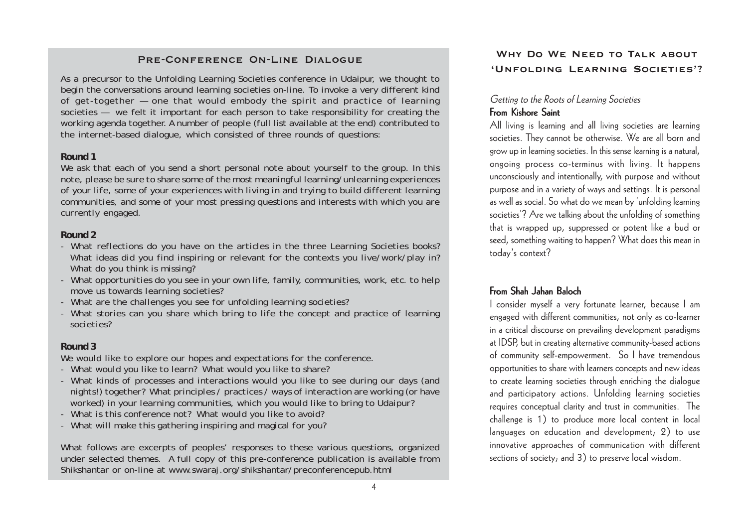## Pre-Conference On-Line Dialogue

As a precursor to the Unfolding Learning Societies conference in Udaipur, we thought to begin the conversations around learning societies on-line. To invoke a very different kind of get-together — one that would embody the spirit and practice of learning societies — we felt it important for each person to take responsibility for creating the working agenda together. A number of people (full list available at the end) contributed to the internet-based dialogue, which consisted of three rounds of questions:

**Round 1**

We ask that each of you send a short personal note about yourself to the group. In this note, please be sure to share some of the most meaningful learning/unlearning experiences of your life, some of your experiences with living in and trying to build different learning communities, and some of your most pressing questions and interests with which you are currently engaged.

**Round 2**

- What reflections do you have on the articles in the three Learning Societies books? What ideas did you find inspiring or relevant for the contexts you live/work/play in? What do you think is missing?
- What opportunities do you see in your own life, family, communities, work, etc. to help move us towards learning societies?
- What are the challenges you see for unfolding learning societies?
- What stories can you share which bring to life the concept and practice of learning societies?

**Round 3**

We would like to explore our hopes and expectations for the conference.

- What would you like to learn? What would you like to share?
- What kinds of processes and interactions would you like to see during our days (and nights!) together? What principles / practices / ways of interaction are working (or have worked) in your learning communities, which you would like to bring to Udaipur?
- What is this conference not? What would you like to avoid?
- What will make this gathering inspiring and magical for you?

What follows are excerpts of peoples' responses to these various questions, organized under selected themes. A full copy of this pre-conference publication is available from Shikshantar or on-line at www.swaraj.org/shikshantar/preconferencepub.html

## Why Do We Need to Talk about 'Unfolding Learning Societies'?

*Getting to the Roots of Learning Societies*

### From Kishore Saint

All living is learning and all living societies are learning societies. They cannot be otherwise. We are all born and grow up in learning societies. In this sense learning is a natural, ongoing process co-terminus with living. It happens unconsciously and intentionally, with purpose and without purpose and in a variety of ways and settings. It is personal as well as social. So what do we mean by 'unfolding learning societies'? Are we talking about the unfolding of something that is wrapped up, suppressed or potent like a bud or seed, something waiting to happen? What does this mean in today's context?

### From Shah Jahan Baloch

I consider myself a very fortunate learner, because I am engaged with different communities, not only as co-learner in a critical discourse on prevailing development paradigms at IDSP, but in creating alternative community-based actions of community self-empowerment. So I have tremendous opportunities to share with learners concepts and new ideas to create learning societies through enriching the dialogue and participatory actions. Unfolding learning societies requires conceptual clarity and trust in communities. The challenge is 1) to produce more local content in local languages on education and development; 2) to use innovative approaches of communication with different sections of society; and 3) to preserve local wisdom.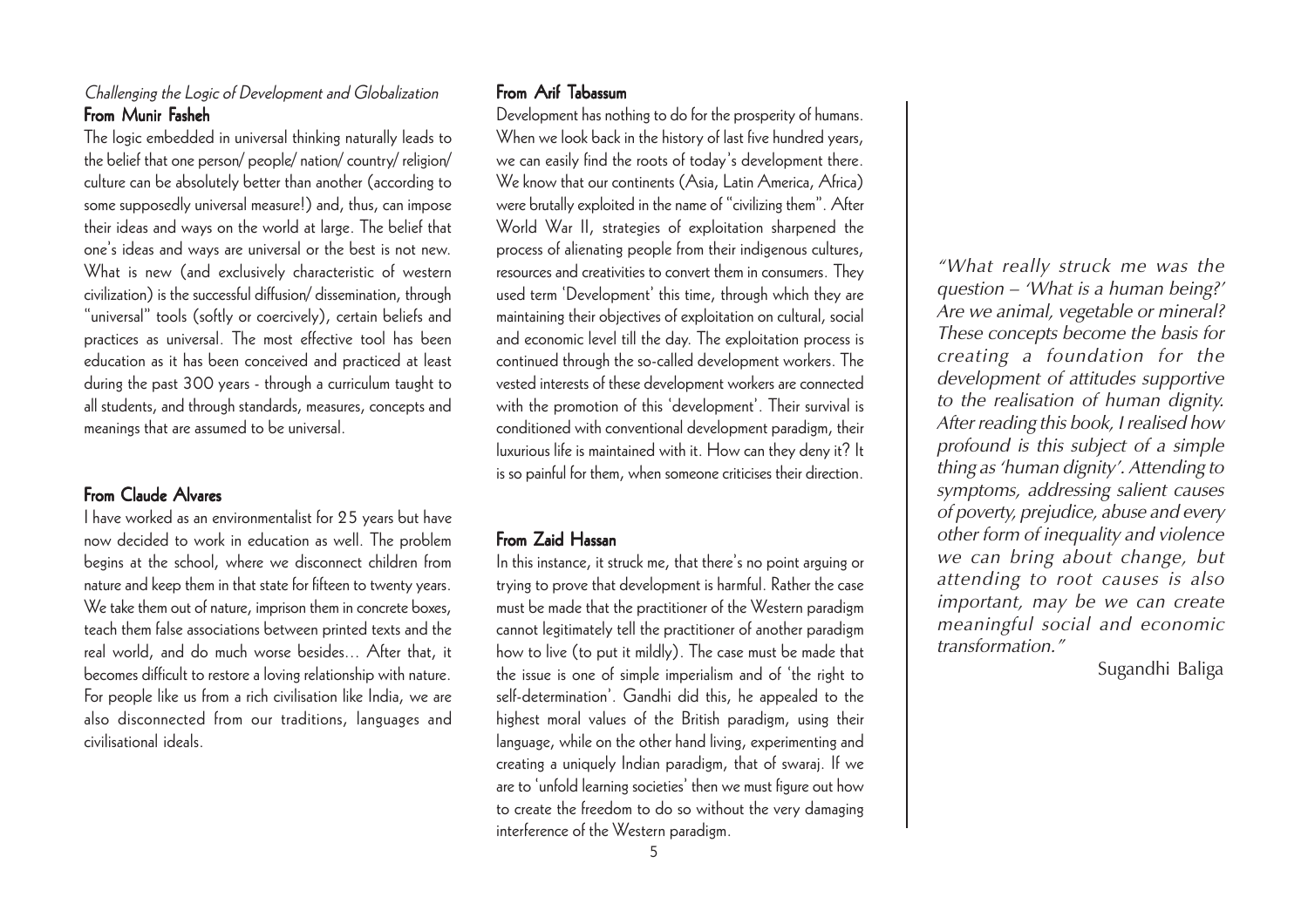*Challenging the Logic of Development and Globalization*

**From Munir Fasheh**

The logic embedded in universal thinking naturally leads to the belief that one person/ people/ nation/ country/ religion/ culture can be absolutely better than another (according to some supposedly universal measure!) and, thus, can impose their ideas and ways on the world at large. The belief that one's ideas and ways are universal or the best is not new. What is new (and exclusively characteristic of western civilization) is the successful diffusion/ dissemination, through "universal" tools (softly or coercively), certain beliefs and practices as universal. The most effective tool has been education as it has been conceived and practiced at least during the past 300 years - through a curriculum taught to all students, and through standards, measures, concepts and meanings that are assumed to be universal.

**From Claude Alvares**

I have worked as an environmentalist for 25 years but have now decided to work in education as well. The problem begins at the school, where we disconnect children from nature and keep them in that state for fifteen to twenty years. We take them out of nature, imprison them in concrete boxes, teach them false associations between printed texts and the real world, and do much worse besides… After that, it becomes difficult to restore a loving relationship with nature. For people like us from a rich civilisation like India, we are also disconnected from our traditions, languages and civilisational ideals.

**From Arif Tabassum**

Development has nothing to do for the prosperity of humans. When we look back in the history of last five hundred years, we can easily find the roots of today's development there. We know that our continents (Asia, Latin America, Africa) were brutally exploited in the name of "civilizing them". After World War II, strategies of exploitation sharpened the process of alienating people from their indigenous cultures, resources and creativities to convert them in consumers. They used term 'Development' this time, through which they are maintaining their objectives of exploitation on cultural, social and economic level till the day. The exploitation process is continued through the so-called development workers. The vested interests of these development workers are connected with the promotion of this 'development'. Their survival is conditioned with conventional development paradigm, their luxurious life is maintained with it. How can they deny it? It is so painful for them, when someone criticises their direction.

**From Zaid Hassan**

In this instance, it struck me, that there's no point arguing or trying to prove that development is harmful. Rather the case must be made that the practitioner of the Western paradigm cannot legitimately tell the practitioner of another paradigm how to live (to put it mildly). The case must be made that the issue is one of simple imperialism and of 'the right to self-determination'. Gandhi did this, he appealed to the highest moral values of the British paradigm, using their language, while on the other hand living, experimenting and creating a uniquely Indian paradigm, that of swaraj. If we are to 'unfold learning societies' then we must figure out how to create the freedom to do so without the very damaging interference of the Western paradigm.

*"What really struck me was the question – 'What is a human being?' Are we animal, vegetable or mineral? These concepts become the basis for creating a foundation for the development of attitudes supportive to the realisation of human dignity. After reading this book, I realised how profound is this subject of a simple thing as 'human dignity'. Attending to symptoms, addressing salient causes of poverty, prejudice, abuse and every other form of inequality and violence we can bring about change, but attending to root causes is also important, may be we can create meaningful social and economic transformation."*

Sugandhi Baliga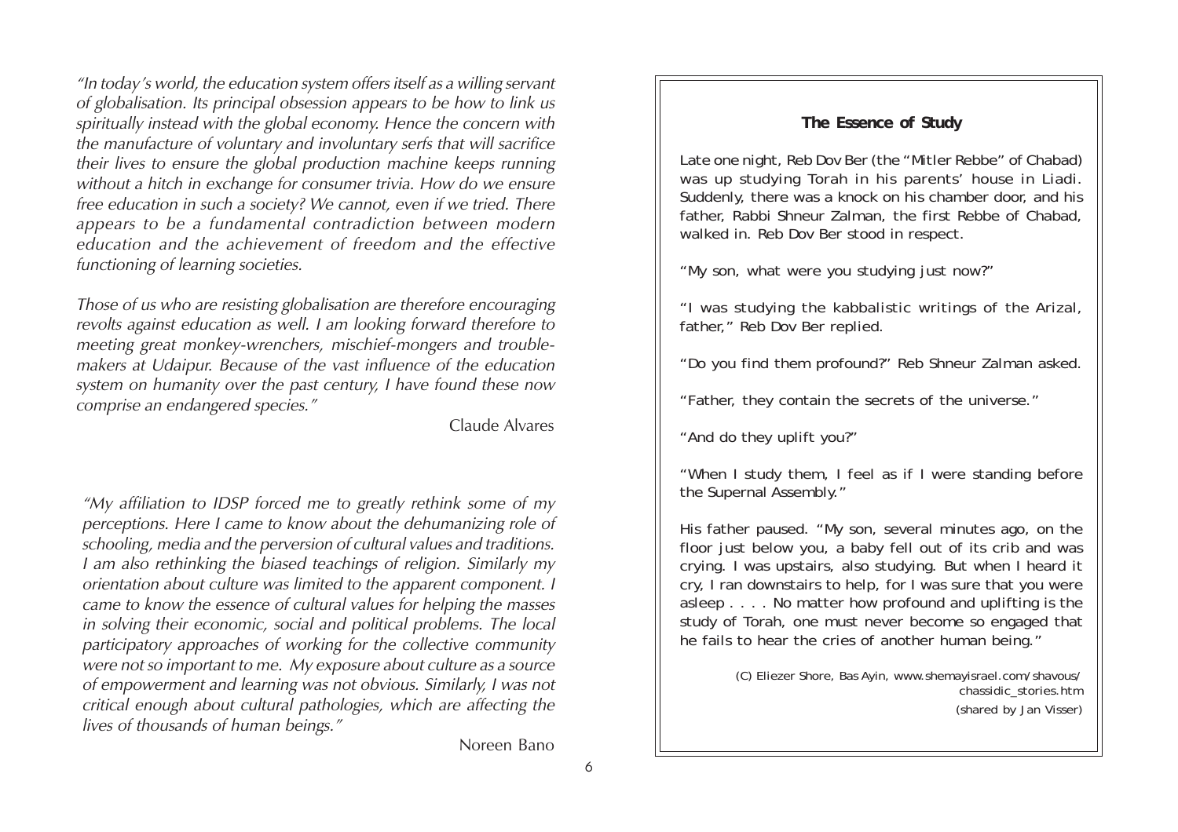*"In today's world, the education system offers itself as a willing servant of globalisation. Its principal obsession appears to be how to link us spiritually instead with the global economy. Hence the concern with the manufacture of voluntary and involuntary serfs that will sacrifice their lives to ensure the global production machine keeps running without a hitch in exchange for consumer trivia. How do we ensure free education in such a society? We cannot, even if we tried. There appears to be a fundamental contradiction between modern education and the achievement of freedom and the effective functioning of learning societies.*

*Those of us who are resisting globalisation are therefore encouraging revolts against education as well. I am looking forward therefore to meeting great monkey-wrenchers, mischief-mongers and trouble-makers at Udaipur. Because of the vast influence of the education system on humanity over the past century, I have found these now comprise an endangered species."*

Claude Alvares

*"My affiliation to IDSP forced me to greatly rethink some of my perceptions. Here I came to know about the dehumanizing role of schooling, media and the perversion of cultural values and traditions. I am also rethinking the biased teachings of religion. Similarly my orientation about culture was limited to the apparent component. I came to know the essence of cultural values for helping the masses in solving their economic, social and political problems. The local participatory approaches of working for the collective community were not so important to me. My exposure about culture as a source of empowerment and learning was not obvious. Similarly, I was not critical enough about cultural pathologies, which are affecting the lives of thousands of human beings."*

Noreen Bano

**The Essence of Study**

Late one night, Reb Dov Ber (the "Mitler Rebbe" of Chabad) was up studying Torah in his parents' house in Liadi. Suddenly, there was a knock on his chamber door, and his father, Rabbi Shneur Zalman, the first Rebbe of Chabad, walked in. Reb Dov Ber stood in respect.

"My son, what were you studying just now?"

"I was studying the kabbalistic writings of the Arizal, father," Reb Dov Ber replied.

"Do you find them profound?" Reb Shneur Zalman asked.

"Father, they contain the secrets of the universe."

"And do they uplift you?"

"When I study them, I feel as if I were standing before the Supernal Assembly."

His father paused. "My son, several minutes ago, on the floor just below you, a baby fell out of its crib and was crying. I was upstairs, also studying. But when I heard it cry, I ran downstairs to help, for I was sure that you were asleep . . . . No matter how profound and uplifting is the study of Torah, one must never become so engaged that he fails to hear the cries of another human being."

(C) Eliezer Shore, Bas Ayin, www.shemayisrael.com/shavous/chassidic_stories.htm

(shared by Jan Visser)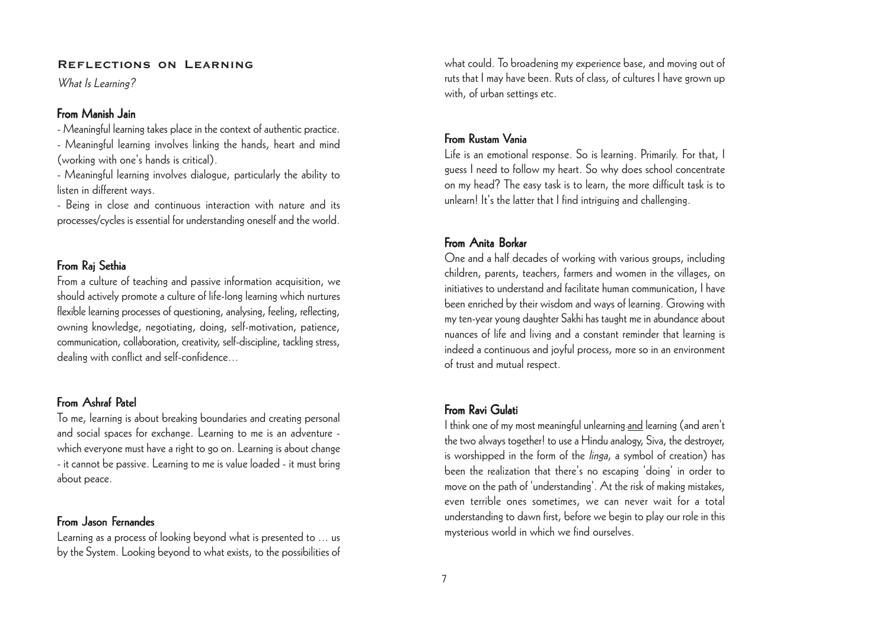## Reflections on Learning

*What Is Learning?*

### From Manish Jain

- Meaningful learning takes place in the context of authentic practice.
- Meaningful learning involves linking the hands, heart and mind (working with one's hands is critical).
- Meaningful learning involves dialogue, particularly the ability to listen in different ways.
- Being in close and continuous interaction with nature and its processes/cycles is essential for understanding oneself and the world.

### From Raj Sethia

From a culture of teaching and passive information acquisition, we should actively promote a culture of life-long learning which nurtures flexible learning processes of questioning, analysing, feeling, reflecting, owning knowledge, negotiating, doing, self-motivation, patience, communication, collaboration, creativity, self-discipline, tackling stress, dealing with conflict and self-confidence…

### From Ashraf Patel

To me, learning is about breaking boundaries and creating personal and social spaces for exchange. Learning to me is an adventure - which everyone must have a right to go on. Learning is about change - it cannot be passive. Learning to me is value loaded - it must bring about peace.

### From Jason Fernandes

Learning as a process of looking beyond what is presented to … us by the System. Looking beyond to what exists, to the possibilities of what could. To broadening my experience base, and moving out of ruts that I may have been. Ruts of class, of cultures I have grown up with, of urban settings etc.

### From Rustam Vania

Life is an emotional response. So is learning. Primarily. For that, I guess I need to follow my heart. So why does school concentrate on my head? The easy task is to learn, the more difficult task is to unlearn! It's the latter that I find intriguing and challenging.

### From Anita Borkar

One and a half decades of working with various groups, including children, parents, teachers, farmers and women in the villages, on initiatives to understand and facilitate human communication, I have been enriched by their wisdom and ways of learning. Growing with my ten-year young daughter Sakhi has taught me in abundance about nuances of life and living and a constant reminder that learning is indeed a continuous and joyful process, more so in an environment of trust and mutual respect.

### From Ravi Gulati

I think one of my most meaningful unlearning and learning (and aren't the two always together! to use a Hindu analogy, Siva, the destroyer, is worshipped in the form of the *linga*, a symbol of creation) has been the realization that there's no escaping 'doing' in order to move on the path of 'understanding'. At the risk of making mistakes, even terrible ones sometimes, we can never wait for a total understanding to dawn first, before we begin to play our role in this mysterious world in which we find ourselves.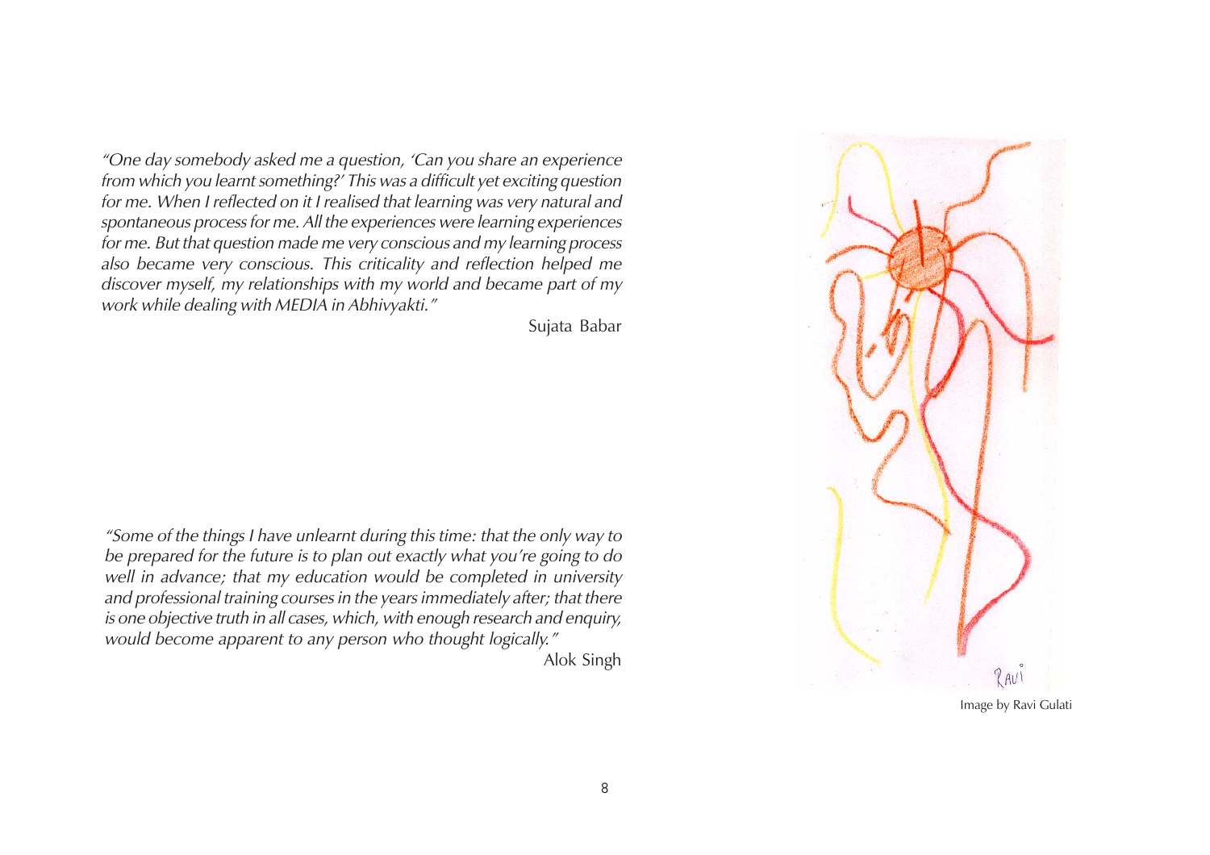*"One day somebody asked me a question, 'Can you share an experience from which you learnt something?' This was a difficult yet exciting question for me. When I reflected on it I realised that learning was very natural and spontaneous process for me. All the experiences were learning experiences for me. But that question made me very conscious and my learning process also became very conscious. This criticality and reflection helped me discover myself, my relationships with my world and became part of my work while dealing with MEDIA in Abhivyakti."*

Sujata Babar

*"Some of the things I have unlearnt during this time: that the only way to be prepared for the future is to plan out exactly what you're going to do well in advance; that my education would be completed in university and professional training courses in the years immediately after; that there is one objective truth in all cases, which, with enough research and enquiry, would become apparent to any person who thought logically."*

Alok Singh

Image by Ravi Gulati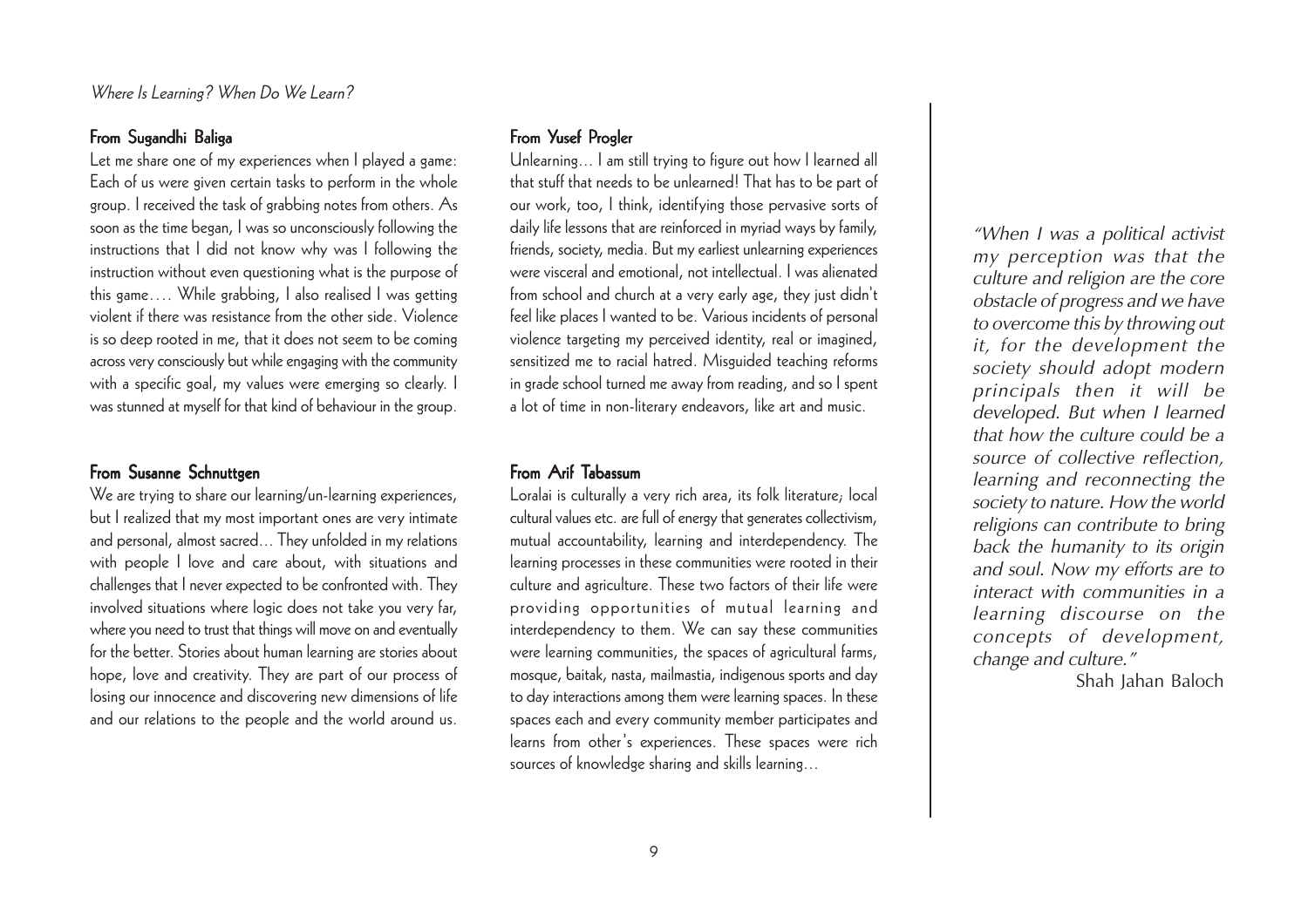### From Sugandhi Baliga

Let me share one of my experiences when I played a game: Each of us were given certain tasks to perform in the whole group. I received the task of grabbing notes from others. As soon as the time began, I was so unconsciously following the instructions that I did not know why was I following the instruction without even questioning what is the purpose of this game…. While grabbing, I also realised I was getting violent if there was resistance from the other side. Violence is so deep rooted in me, that it does not seem to be coming across very consciously but while engaging with the community with a specific goal, my values were emerging so clearly. I was stunned at myself for that kind of behaviour in the group.

### From Susanne Schnuttgen

We are trying to share our learning/un-learning experiences, but I realized that my most important ones are very intimate and personal, almost sacred… They unfolded in my relations with people I love and care about, with situations and challenges that I never expected to be confronted with. They involved situations where logic does not take you very far, where you need to trust that things will move on and eventually for the better. Stories about human learning are stories about hope, love and creativity. They are part of our process of losing our innocence and discovering new dimensions of life and our relations to the people and the world around us.

### From Yusef Progler

Unlearning… I am still trying to figure out how I learned all that stuff that needs to be unlearned! That has to be part of our work, too, I think, identifying those pervasive sorts of daily life lessons that are reinforced in myriad ways by family, friends, society, media. But my earliest unlearning experiences were visceral and emotional, not intellectual. I was alienated from school and church at a very early age, they just didn't feel like places I wanted to be. Various incidents of personal violence targeting my perceived identity, real or imagined, sensitized me to racial hatred. Misguided teaching reforms in grade school turned me away from reading, and so I spent a lot of time in non-literary endeavors, like art and music.

### From Arif Tabassum

Loralai is culturally a very rich area, its folk literature; local cultural values etc. are full of energy that generates collectivism, mutual accountability, learning and interdependency. The learning processes in these communities were rooted in their culture and agriculture. These two factors of their life were providing opportunities of mutual learning and interdependency to them. We can say these communities were learning communities, the spaces of agricultural farms, mosque, baitak, nasta, mailmastia, indigenous sports and day to day interactions among them were learning spaces. In these spaces each and every community member participates and learns from other's experiences. These spaces were rich sources of knowledge sharing and skills learning…

*"When I was a political activist my perception was that the culture and religion are the core obstacle of progress and we have to overcome this by throwing out it, for the development the society should adopt modern principals then it will be developed. But when I learned that how the culture could be a source of collective reflection, learning and reconnecting the society to nature. How the world religions can contribute to bring back the humanity to its origin and soul. Now my efforts are to interact with communities in a learning discourse on the concepts of development, change and culture."*

Shah Jahan Baloch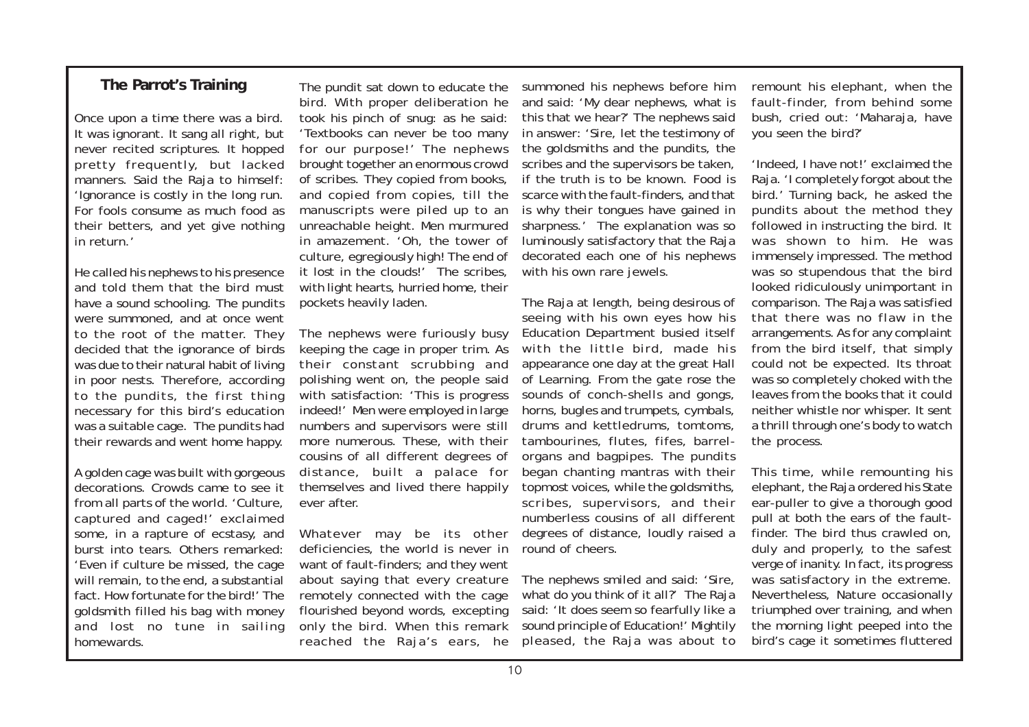## The Parrot's Training

Once upon a time there was a bird. It was ignorant. It sang all right, but never recited scriptures. It hopped pretty frequently, but lacked manners. Said the Raja to himself: 'Ignorance is costly in the long run. For fools consume as much food as their betters, and yet give nothing in return.'

He called his nephews to his presence and told them that the bird must have a sound schooling. The pundits were summoned, and at once went to the root of the matter. They decided that the ignorance of birds was due to their natural habit of living in poor nests. Therefore, according to the pundits, the first thing necessary for this bird's education was a suitable cage. The pundits had their rewards and went home happy.

A golden cage was built with gorgeous decorations. Crowds came to see it from all parts of the world. 'Culture, captured and caged!' exclaimed some, in a rapture of ecstasy, and burst into tears. Others remarked: 'Even if culture be missed, the cage will remain, to the end, a substantial fact. How fortunate for the bird!' The goldsmith filled his bag with money and lost no tune in sailing homewards.

The pundit sat down to educate the bird. With proper deliberation he took his pinch of snug: as he said: 'Textbooks can never be too many for our purpose!' The nephews brought together an enormous crowd of scribes. They copied from books, and copied from copies, till the manuscripts were piled up to an unreachable height. Men murmured in amazement. 'Oh, the tower of culture, egregiously high! The end of it lost in the clouds!' The scribes, with light hearts, hurried home, their pockets heavily laden.

The nephews were furiously busy keeping the cage in proper trim. As their constant scrubbing and polishing went on, the people said with satisfaction: 'This is progress indeed!' Men were employed in large numbers and supervisors were still more numerous. These, with their cousins of all different degrees of distance, built a palace for themselves and lived there happily ever after.

Whatever may be its other deficiencies, the world is never in want of fault-finders; and they went about saying that every creature remotely connected with the cage flourished beyond words, excepting only the bird. When this remark reached the Raja's ears, he summoned his nephews before him and said: 'My dear nephews, what is this that we hear?' The nephews said in answer: 'Sire, let the testimony of the goldsmiths and the pundits, the scribes and the supervisors be taken, if the truth is to be known. Food is scarce with the fault-finders, and that is why their tongues have gained in sharpness.' The explanation was so luminously satisfactory that the Raja decorated each one of his nephews with his own rare jewels.

The Raja at length, being desirous of seeing with his own eyes how his Education Department busied itself with the little bird, made his appearance one day at the great Hall of Learning. From the gate rose the sounds of conch-shells and gongs, horns, bugles and trumpets, cymbals, drums and kettledrums, tomtoms, tambourines, flutes, fifes, barrel-organs and bagpipes. The pundits began chanting mantras with their topmost voices, while the goldsmiths, scribes, supervisors, and their numberless cousins of all different degrees of distance, loudly raised a round of cheers.

The nephews smiled and said: 'Sire, what do you think of it all?' The Raja said: 'It does seem so fearfully like a sound principle of Education!' Mightily pleased, the Raja was about to remount his elephant, when the fault-finder, from behind some bush, cried out: 'Maharaja, have you seen the bird?'

'Indeed, I have not!' exclaimed the Raja. 'I completely forgot about the bird.' Turning back, he asked the pundits about the method they followed in instructing the bird. It was shown to him. He was immensely impressed. The method was so stupendous that the bird looked ridiculously unimportant in comparison. The Raja was satisfied that there was no flaw in the arrangements. As for any complaint from the bird itself, that simply could not be expected. Its throat was so completely choked with the leaves from the books that it could neither whistle nor whisper. It sent a thrill through one's body to watch the process.

This time, while remounting his elephant, the Raja ordered his State ear-puller to give a thorough good pull at both the ears of the fault-finder. The bird thus crawled on, duly and properly, to the safest verge of inanity. In fact, its progress was satisfactory in the extreme. Nevertheless, Nature occasionally triumphed over training, and when the morning light peeped into the bird's cage it sometimes fluttered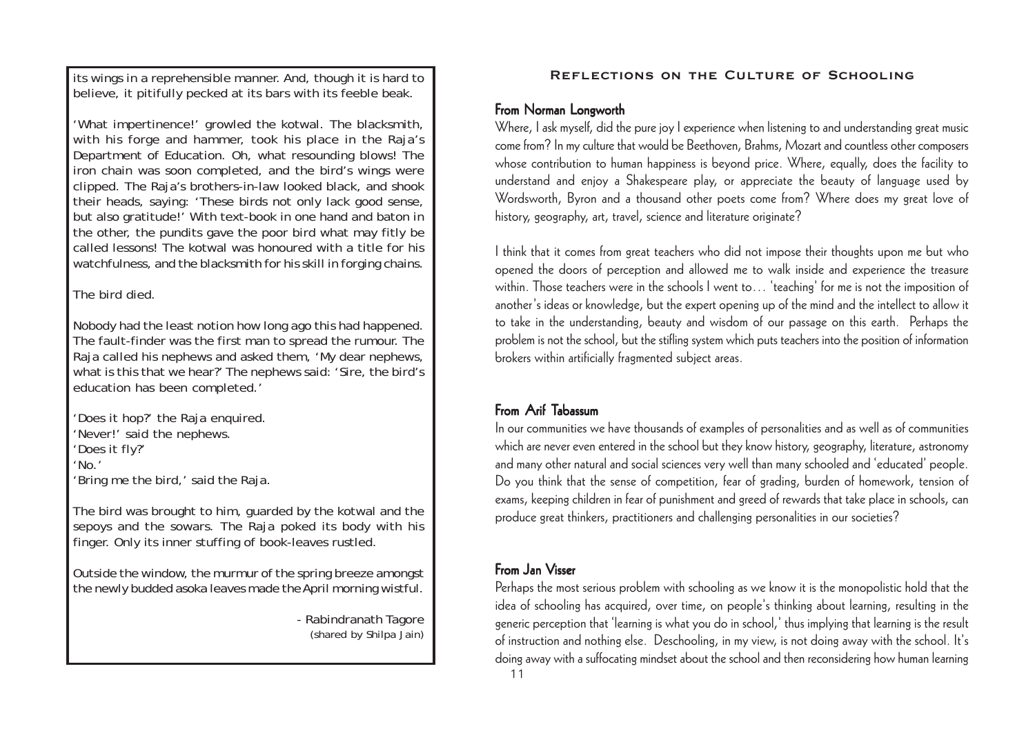its wings in a reprehensible manner. And, though it is hard to believe, it pitifully pecked at its bars with its feeble beak.

'What impertinence!' growled the kotwal. The blacksmith, with his forge and hammer, took his place in the Raja's Department of Education. Oh, what resounding blows! The iron chain was soon completed, and the bird's wings were clipped. The Raja's brothers-in-law looked black, and shook their heads, saying: 'These birds not only lack good sense, but also gratitude!' With text-book in one hand and baton in the other, the pundits gave the poor bird what may fitly be called lessons! The kotwal was honoured with a title for his watchfulness, and the blacksmith for his skill in forging chains.

The bird died.

Nobody had the least notion how long ago this had happened. The fault-finder was the first man to spread the rumour. The Raja called his nephews and asked them, 'My dear nephews, what is this that we hear?' The nephews said: 'Sire, the bird's education has been completed.'

'Does it hop?' the Raja enquired.
'Never!' said the nephews.
'Does it fly?'
'No.'
'Bring me the bird,' said the Raja.

The bird was brought to him, guarded by the kotwal and the sepoys and the sowars. The Raja poked its body with his finger. Only its inner stuffing of book-leaves rustled.

Outside the window, the murmur of the spring breeze amongst the newly budded asoka leaves made the April morning wistful.

- Rabindranath Tagore
(shared by Shilpa Jain)

## Reflections on the Culture of Schooling

### From Norman Longworth

Where, I ask myself, did the pure joy I experience when listening to and understanding great music come from? In my culture that would be Beethoven, Brahms, Mozart and countless other composers whose contribution to human happiness is beyond price. Where, equally, does the facility to understand and enjoy a Shakespeare play, or appreciate the beauty of language used by Wordsworth, Byron and a thousand other poets come from? Where does my great love of history, geography, art, travel, science and literature originate?

I think that it comes from great teachers who did not impose their thoughts upon me but who opened the doors of perception and allowed me to walk inside and experience the treasure within. Those teachers were in the schools I went to… 'teaching' for me is not the imposition of another's ideas or knowledge, but the expert opening up of the mind and the intellect to allow it to take in the understanding, beauty and wisdom of our passage on this earth. Perhaps the problem is not the school, but the stifling system which puts teachers into the position of information brokers within artificially fragmented subject areas.

### From Arif Tabassum

In our communities we have thousands of examples of personalities and as well as of communities which are never even entered in the school but they know history, geography, literature, astronomy and many other natural and social sciences very well than many schooled and 'educated' people. Do you think that the sense of competition, fear of grading, burden of homework, tension of exams, keeping children in fear of punishment and greed of rewards that take place in schools, can produce great thinkers, practitioners and challenging personalities in our societies?

### From Jan Visser

Perhaps the most serious problem with schooling as we know it is the monopolistic hold that the idea of schooling has acquired, over time, on people's thinking about learning, resulting in the generic perception that 'learning is what you do in school,' thus implying that learning is the result of instruction and nothing else. Deschooling, in my view, is not doing away with the school. It's doing away with a suffocating mindset about the school and then reconsidering how human learning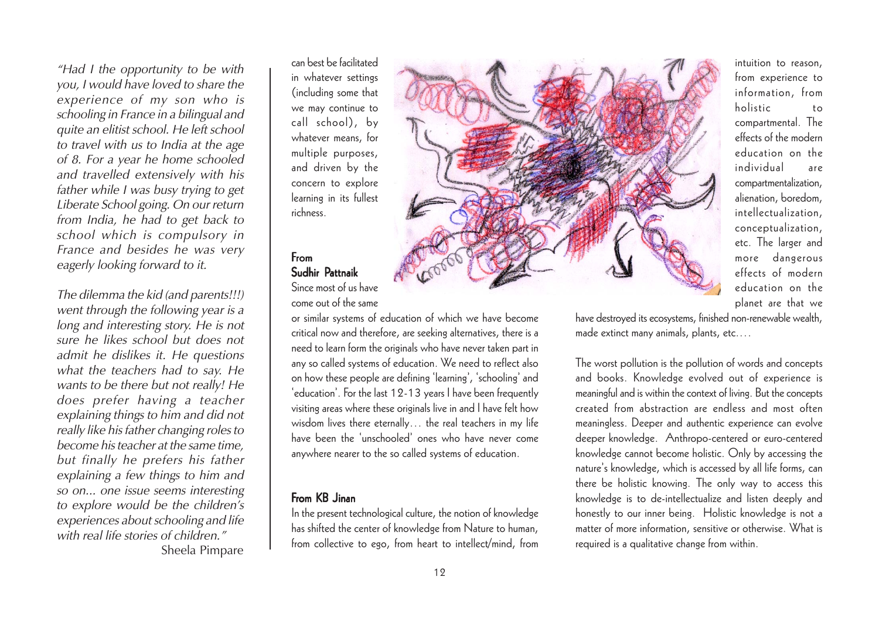*"Had I the opportunity to be with you, I would have loved to share the experience of my son who is schooling in France in a bilingual and quite an elitist school. He left school to travel with us to India at the age of 8. For a year he home schooled and travelled extensively with his father while I was busy trying to get Liberate School going. On our return from India, he had to get back to school which is compulsory in France and besides he was very eagerly looking forward to it.*

*The dilemma the kid (and parents!!!) went through the following year is a long and interesting story. He is not sure he likes school but does not admit he dislikes it. He questions what the teachers had to say. He wants to be there but not really! He does prefer having a teacher explaining things to him and did not really like his father changing roles to become his teacher at the same time, but finally he prefers his father explaining a few things to him and so on... one issue seems interesting to explore would be the children's experiences about schooling and life with real life stories of children."*

Sheela Pimpare

can best be facilitated in whatever settings (including some that we may continue to call school), by whatever means, for multiple purposes, and driven by the concern to explore learning in its fullest richness.

### From Sudhir Pattnaik

Since most of us have come out of the same or similar systems of education of which we have become critical now and therefore, are seeking alternatives, there is a need to learn form the originals who have never taken part in any so called systems of education. We need to reflect also on how these people are defining 'learning', 'schooling' and 'education'. For the last 12-13 years I have been frequently visiting areas where these originals live in and I have felt how wisdom lives there eternally… the real teachers in my life have been the 'unschooled' ones who have never come anywhere nearer to the so called systems of education.

### From KB Jinan

In the present technological culture, the notion of knowledge has shifted the center of knowledge from Nature to human, from collective to ego, from heart to intellect/mind, from intuition to reason, from experience to information, from holistic to compartmental. The effects of the modern education on the individual are compartmentalization, alienation, boredom, intellectualization, conceptualization, etc. The larger and more dangerous effects of modern education on the planet are that we have destroyed its ecosystems, finished non-renewable wealth, made extinct many animals, plants, etc….

The worst pollution is the pollution of words and concepts and books. Knowledge evolved out of experience is meaningful and is within the context of living. But the concepts created from abstraction are endless and most often meaningless. Deeper and authentic experience can evolve deeper knowledge. Anthropo-centered or euro-centered knowledge cannot become holistic. Only by accessing the nature's knowledge, which is accessed by all life forms, can there be holistic knowing. The only way to access this knowledge is to de-intellectualize and listen deeply and honestly to our inner being. Holistic knowledge is not a matter of more information, sensitive or otherwise. What is required is a qualitative change from within.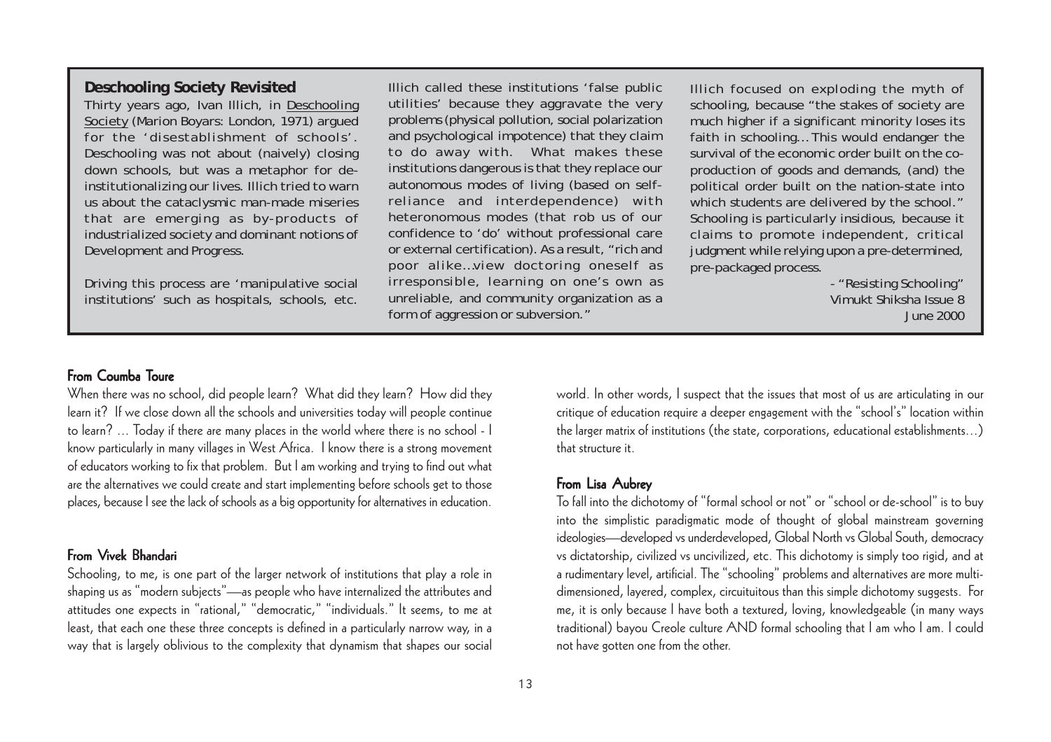## Deschooling Society Revisited

Thirty years ago, Ivan Illich, in Deschooling Society (Marion Boyars: London, 1971) argued for the 'disestablishment of schools'. Deschooling was not about (naively) closing down schools, but was a metaphor for de-institutionalizing our lives. Illich tried to warn us about the cataclysmic man-made miseries that are emerging as by-products of industrialized society and dominant notions of Development and Progress.

Driving this process are 'manipulative social institutions' such as hospitals, schools, etc. Illich called these institutions 'false public utilities' because they aggravate the very problems (physical pollution, social polarization and psychological impotence) that they claim to do away with. What makes these institutions dangerous is that they replace our autonomous modes of living (based on self-reliance and interdependence) with heteronomous modes (that rob us of our confidence to 'do' without professional care or external certification). As a result, "rich and poor alike...view doctoring oneself as irresponsible, learning on one's own as unreliable, and community organization as a form of aggression or subversion."

Illich focused on exploding the myth of schooling, because "the stakes of society are much higher if a significant minority loses its faith in schooling... This would endanger the survival of the economic order built on the co-production of goods and demands, (and) the political order built on the nation-state into which students are delivered by the school." Schooling is particularly insidious, because it claims to promote independent, critical judgment while relying upon a pre-determined, pre-packaged process.

- "Resisting Schooling"
Vimukt Shiksha Issue 8
June 2000

### From Coumba Toure

When there was no school, did people learn? What did they learn? How did they learn it? If we close down all the schools and universities today will people continue to learn? … Today if there are many places in the world where there is no school - I know particularly in many villages in West Africa. I know there is a strong movement of educators working to fix that problem. But I am working and trying to find out what are the alternatives we could create and start implementing before schools get to those places, because I see the lack of schools as a big opportunity for alternatives in education.

### From Vivek Bhandari

Schooling, to me, is one part of the larger network of institutions that play a role in shaping us as "modern subjects"—as people who have internalized the attributes and attitudes one expects in "rational," "democratic," "individuals." It seems, to me at least, that each one these three concepts is defined in a particularly narrow way, in a way that is largely oblivious to the complexity that dynamism that shapes our social world. In other words, I suspect that the issues that most of us are articulating in our critique of education require a deeper engagement with the "school's" location within the larger matrix of institutions (the state, corporations, educational establishments…) that structure it.

### From Lisa Aubrey

To fall into the dichotomy of "formal school or not" or "school or de-school" is to buy into the simplistic paradigmatic mode of thought of global mainstream governing ideologies—developed vs underdeveloped, Global North vs Global South, democracy vs dictatorship, civilized vs uncivilized, etc. This dichotomy is simply too rigid, and at a rudimentary level, artificial. The "schooling" problems and alternatives are more multi-dimensioned, layered, complex, circuituitous than this simple dichotomy suggests. For me, it is only because I have both a textured, loving, knowledgeable (in many ways traditional) bayou Creole culture AND formal schooling that I am who I am. I could not have gotten one from the other.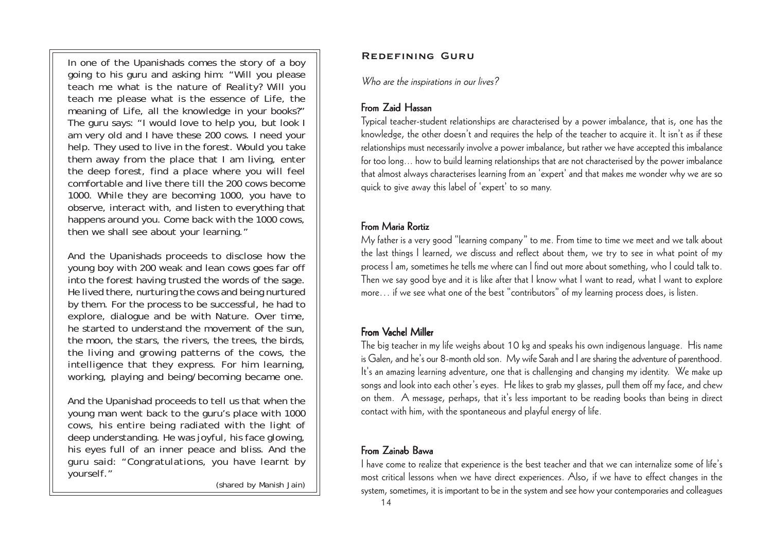In one of the Upanishads comes the story of a boy going to his guru and asking him: "Will you please teach me what is the nature of Reality? Will you teach me please what is the essence of Life, the meaning of Life, all the knowledge in your books?" The guru says: "I would love to help you, but look I am very old and I have these 200 cows. I need your help. They used to live in the forest. Would you take them away from the place that I am living, enter the deep forest, find a place where you will feel comfortable and live there till the 200 cows become 1000. While they are becoming 1000, you have to observe, interact with, and listen to everything that happens around you. Come back with the 1000 cows, then we shall see about your learning."

And the Upanishads proceeds to disclose how the young boy with 200 weak and lean cows goes far off into the forest having trusted the words of the sage. He lived there, nurturing the cows and being nurtured by them. For the process to be successful, he had to explore, dialogue and be with Nature. Over time, he started to understand the movement of the sun, the moon, the stars, the rivers, the trees, the birds, the living and growing patterns of the cows, the intelligence that they express. For him learning, working, playing and being/becoming became one.

And the Upanishad proceeds to tell us that when the young man went back to the guru's place with 1000 cows, his entire being radiated with the light of deep understanding. He was joyful, his face glowing, his eyes full of an inner peace and bliss. And the guru said: "Congratulations, you have learnt by yourself."

(shared by Manish Jain)

## Redefining Guru

*Who are the inspirations in our lives?*

### From Zaid Hassan

Typical teacher-student relationships are characterised by a power imbalance, that is, one has the knowledge, the other doesn't and requires the help of the teacher to acquire it. It isn't as if these relationships must necessarily involve a power imbalance, but rather we have accepted this imbalance for too long… how to build learning relationships that are not characterised by the power imbalance that almost always characterises learning from an 'expert' and that makes me wonder why we are so quick to give away this label of 'expert' to so many.

### From Maria Rortiz

My father is a very good "learning company" to me. From time to time we meet and we talk about the last things I learned, we discuss and reflect about them, we try to see in what point of my process I am, sometimes he tells me where can I find out more about something, who I could talk to. Then we say good bye and it is like after that I know what I want to read, what I want to explore more… if we see what one of the best "contributors" of my learning process does, is listen.

### From Vachel Miller

The big teacher in my life weighs about 10 kg and speaks his own indigenous language. His name is Galen, and he's our 8-month old son. My wife Sarah and I are sharing the adventure of parenthood. It's an amazing learning adventure, one that is challenging and changing my identity. We make up songs and look into each other's eyes. He likes to grab my glasses, pull them off my face, and chew on them. A message, perhaps, that it's less important to be reading books than being in direct contact with him, with the spontaneous and playful energy of life.

### From Zainab Bawa

I have come to realize that experience is the best teacher and that we can internalize some of life's most critical lessons when we have direct experiences. Also, if we have to effect changes in the system, sometimes, it is important to be in the system and see how your contemporaries and colleagues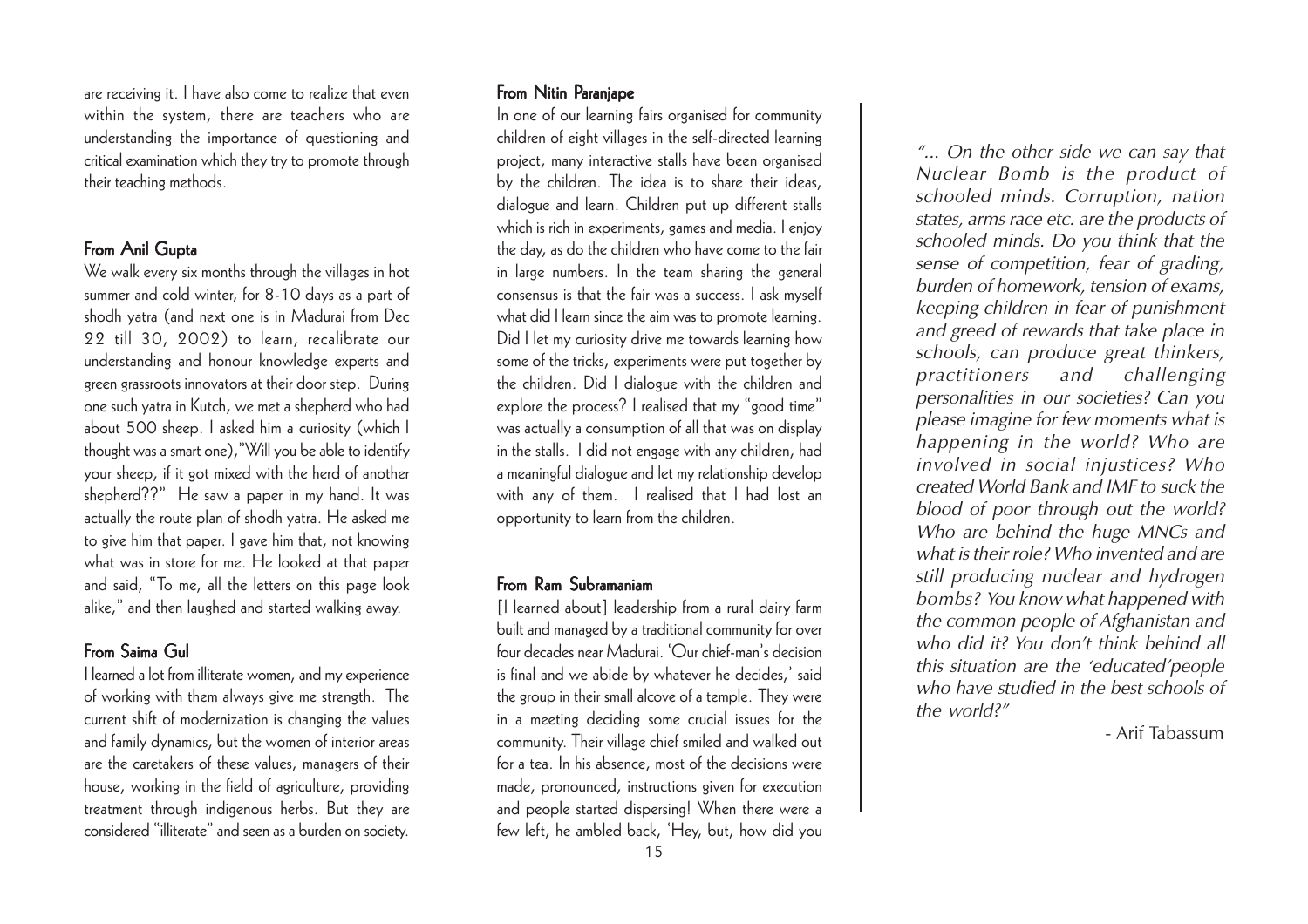are receiving it. I have also come to realize that even within the system, there are teachers who are understanding the importance of questioning and critical examination which they try to promote through their teaching methods.

### From Anil Gupta

We walk every six months through the villages in hot summer and cold winter, for 8-10 days as a part of shodh yatra (and next one is in Madurai from Dec 22 till 30, 2002) to learn, recalibrate our understanding and honour knowledge experts and green grassroots innovators at their door step. During one such yatra in Kutch, we met a shepherd who had about 500 sheep. I asked him a curiosity (which I thought was a smart one),"Will you be able to identify your sheep, if it got mixed with the herd of another shepherd??" He saw a paper in my hand. It was actually the route plan of shodh yatra. He asked me to give him that paper. I gave him that, not knowing what was in store for me. He looked at that paper and said, "To me, all the letters on this page look alike," and then laughed and started walking away.

### From Saima Gul

I learned a lot from illiterate women, and my experience of working with them always give me strength. The current shift of modernization is changing the values and family dynamics, but the women of interior areas are the caretakers of these values, managers of their house, working in the field of agriculture, providing treatment through indigenous herbs. But they are considered "illiterate" and seen as a burden on society.

### From Nitin Paranjape

In one of our learning fairs organised for community children of eight villages in the self-directed learning project, many interactive stalls have been organised by the children. The idea is to share their ideas, dialogue and learn. Children put up different stalls which is rich in experiments, games and media. I enjoy the day, as do the children who have come to the fair in large numbers. In the team sharing the general consensus is that the fair was a success. I ask myself what did I learn since the aim was to promote learning. Did I let my curiosity drive me towards learning how some of the tricks, experiments were put together by the children. Did I dialogue with the children and explore the process? I realised that my "good time" was actually a consumption of all that was on display in the stalls. I did not engage with any children, had a meaningful dialogue and let my relationship develop with any of them. I realised that I had lost an opportunity to learn from the children.

### From Ram Subramaniam

[I learned about] leadership from a rural dairy farm built and managed by a traditional community for over four decades near Madurai. 'Our chief-man's decision is final and we abide by whatever he decides,' said the group in their small alcove of a temple. They were in a meeting deciding some crucial issues for the community. Their village chief smiled and walked out for a tea. In his absence, most of the decisions were made, pronounced, instructions given for execution and people started dispersing! When there were a few left, he ambled back, 'Hey, but, how did you

*"... On the other side we can say that Nuclear Bomb is the product of schooled minds. Corruption, nation states, arms race etc. are the products of schooled minds. Do you think that the sense of competition, fear of grading, burden of homework, tension of exams, keeping children in fear of punishment and greed of rewards that take place in schools, can produce great thinkers, practitioners and challenging personalities in our societies? Can you please imagine for few moments what is happening in the world? Who are involved in social injustices? Who created World Bank and IMF to suck the blood of poor through out the world? Who are behind the huge MNCs and what is their role? Who invented and are still producing nuclear and hydrogen bombs? You know what happened with the common people of Afghanistan and who did it? You don't think behind all this situation are the 'educated'people who have studied in the best schools of the world?"*

- Arif Tabassum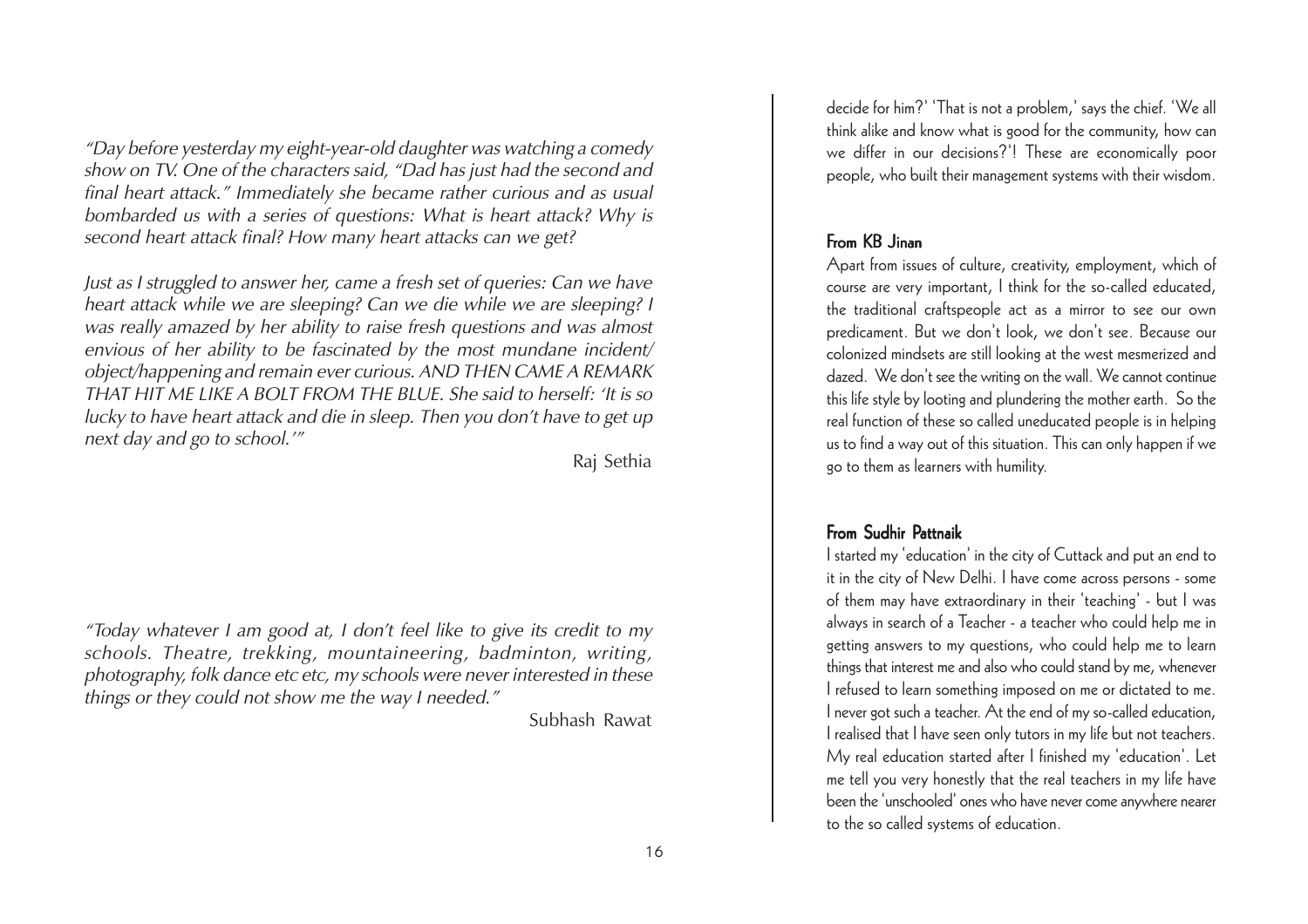*"Day before yesterday my eight-year-old daughter was watching a comedy show on TV. One of the characters said, "Dad has just had the second and final heart attack." Immediately she became rather curious and as usual bombarded us with a series of questions: What is heart attack? Why is second heart attack final? How many heart attacks can we get?*

*Just as I struggled to answer her, came a fresh set of queries: Can we have heart attack while we are sleeping? Can we die while we are sleeping? I was really amazed by her ability to raise fresh questions and was almost envious of her ability to be fascinated by the most mundane incident/ object/happening and remain ever curious. AND THEN CAME A REMARK THAT HIT ME LIKE A BOLT FROM THE BLUE. She said to herself: 'It is so lucky to have heart attack and die in sleep. Then you don't have to get up next day and go to school.'"*

Raj Sethia

*"Today whatever I am good at, I don't feel like to give its credit to my schools. Theatre, trekking, mountaineering, badminton, writing, photography, folk dance etc etc, my schools were never interested in these things or they could not show me the way I needed."*

Subhash Rawat

decide for him?' 'That is not a problem,' says the chief. 'We all think alike and know what is good for the community, how can we differ in our decisions?'! These are economically poor people, who built their management systems with their wisdom.

#### From KB Jinan

Apart from issues of culture, creativity, employment, which of course are very important, I think for the so-called educated, the traditional craftspeople act as a mirror to see our own predicament. But we don't look, we don't see. Because our colonized mindsets are still looking at the west mesmerized and dazed. We don't see the writing on the wall. We cannot continue this life style by looting and plundering the mother earth. So the real function of these so called uneducated people is in helping us to find a way out of this situation. This can only happen if we go to them as learners with humility.

#### From Sudhir Pattnaik

I started my 'education' in the city of Cuttack and put an end to it in the city of New Delhi. I have come across persons - some of them may have extraordinary in their 'teaching' - but I was always in search of a Teacher - a teacher who could help me in getting answers to my questions, who could help me to learn things that interest me and also who could stand by me, whenever I refused to learn something imposed on me or dictated to me. I never got such a teacher. At the end of my so-called education, I realised that I have seen only tutors in my life but not teachers. My real education started after I finished my 'education'. Let me tell you very honestly that the real teachers in my life have been the 'unschooled' ones who have never come anywhere nearer to the so called systems of education.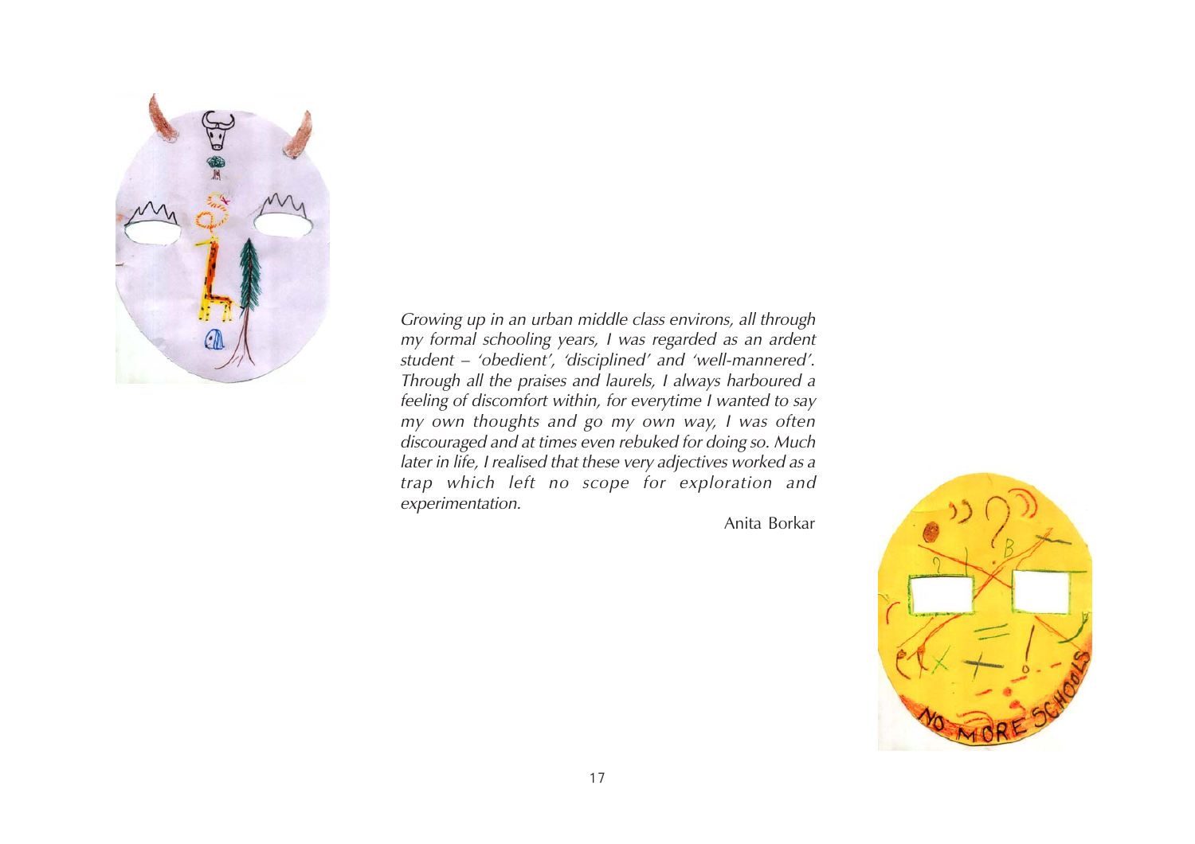*Growing up in an urban middle class environs, all through my formal schooling years, I was regarded as an ardent student – 'obedient', 'disciplined' and 'well-mannered'. Through all the praises and laurels, I always harboured a feeling of discomfort within, for everytime I wanted to say my own thoughts and go my own way, I was often discouraged and at times even rebuked for doing so. Much later in life, I realised that these very adjectives worked as a trap which left no scope for exploration and experimentation.*

Anita Borkar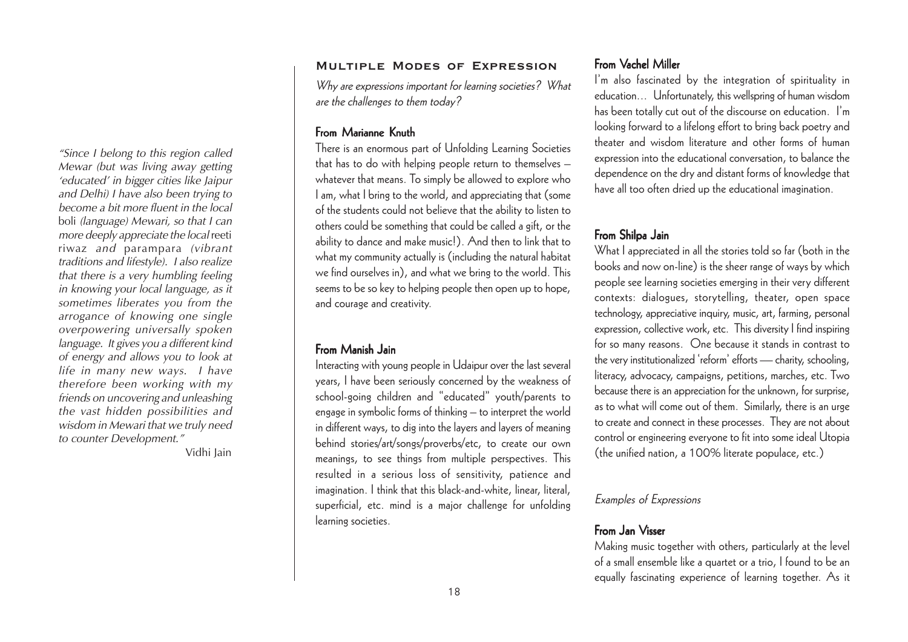*"Since I belong to this region called Mewar (but was living away getting 'educated' in bigger cities like Jaipur and Delhi) I have also been trying to become a bit more fluent in the local* boli *(language) Mewari, so that I can more deeply appreciate the local* reeti riwaz *and* parampara *(vibrant traditions and lifestyle). I also realize that there is a very humbling feeling in knowing your local language, as it sometimes liberates you from the arrogance of knowing one single overpowering universally spoken language. It gives you a different kind of energy and allows you to look at life in many new ways. I have therefore been working with my friends on uncovering and unleashing the vast hidden possibilities and wisdom in Mewari that we truly need to counter Development."*

Vidhi Jain

## Multiple Modes of Expression

*Why are expressions important for learning societies? What are the challenges to them today?*

### From Marianne Knuth

There is an enormous part of Unfolding Learning Societies that has to do with helping people return to themselves – whatever that means. To simply be allowed to explore who I am, what I bring to the world, and appreciating that (some of the students could not believe that the ability to listen to others could be something that could be called a gift, or the ability to dance and make music!). And then to link that to what my community actually is (including the natural habitat we find ourselves in), and what we bring to the world. This seems to be so key to helping people then open up to hope, and courage and creativity.

### From Manish Jain

Interacting with young people in Udaipur over the last several years, I have been seriously concerned by the weakness of school-going children and "educated" youth/parents to engage in symbolic forms of thinking – to interpret the world in different ways, to dig into the layers and layers of meaning behind stories/art/songs/proverbs/etc, to create our own meanings, to see things from multiple perspectives. This resulted in a serious loss of sensitivity, patience and imagination. I think that this black-and-white, linear, literal, superficial, etc. mind is a major challenge for unfolding learning societies.

### From Vachel Miller

I'm also fascinated by the integration of spirituality in education… Unfortunately, this wellspring of human wisdom has been totally cut out of the discourse on education. I'm looking forward to a lifelong effort to bring back poetry and theater and wisdom literature and other forms of human expression into the educational conversation, to balance the dependence on the dry and distant forms of knowledge that have all too often dried up the educational imagination.

### From Shilpa Jain

What I appreciated in all the stories told so far (both in the books and now on-line) is the sheer range of ways by which people see learning societies emerging in their very different contexts: dialogues, storytelling, theater, open space technology, appreciative inquiry, music, art, farming, personal expression, collective work, etc. This diversity I find inspiring for so many reasons. One because it stands in contrast to the very institutionalized 'reform' efforts — charity, schooling, literacy, advocacy, campaigns, petitions, marches, etc. Two because there is an appreciation for the unknown, for surprise, as to what will come out of them. Similarly, there is an urge to create and connect in these processes. They are not about control or engineering everyone to fit into some ideal Utopia (the unified nation, a 100% literate populace, etc.)

*Examples of Expressions*

### From Jan Visser

Making music together with others, particularly at the level of a small ensemble like a quartet or a trio, I found to be an equally fascinating experience of learning together. As it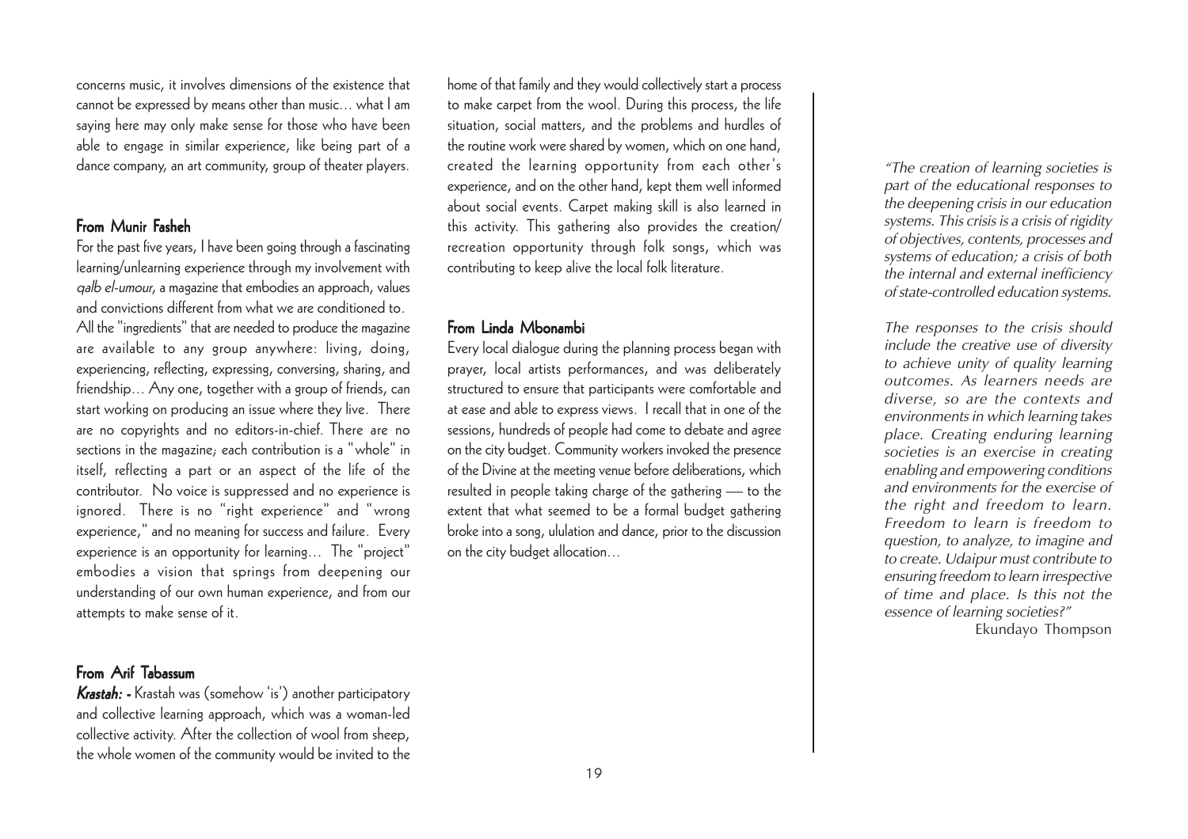concerns music, it involves dimensions of the existence that cannot be expressed by means other than music… what I am saying here may only make sense for those who have been able to engage in similar experience, like being part of a dance company, an art community, group of theater players.

### From Munir Fasheh

For the past five years, I have been going through a fascinating learning/unlearning experience through my involvement with *qalb el-umour*, a magazine that embodies an approach, values and convictions different from what we are conditioned to. All the "ingredients" that are needed to produce the magazine are available to any group anywhere: living, doing, experiencing, reflecting, expressing, conversing, sharing, and friendship… Any one, together with a group of friends, can start working on producing an issue where they live. There are no copyrights and no editors-in-chief. There are no sections in the magazine; each contribution is a "whole" in itself, reflecting a part or an aspect of the life of the contributor. No voice is suppressed and no experience is ignored. There is no "right experience" and "wrong experience," and no meaning for success and failure. Every experience is an opportunity for learning… The "project" embodies a vision that springs from deepening our understanding of our own human experience, and from our attempts to make sense of it.

### From Arif Tabassum

***Krastah:*** **-** Krastah was (somehow 'is') another participatory and collective learning approach, which was a woman-led collective activity. After the collection of wool from sheep, the whole women of the community would be invited to the home of that family and they would collectively start a process to make carpet from the wool. During this process, the life situation, social matters, and the problems and hurdles of the routine work were shared by women, which on one hand, created the learning opportunity from each other's experience, and on the other hand, kept them well informed about social events. Carpet making skill is also learned in this activity. This gathering also provides the creation/ recreation opportunity through folk songs, which was contributing to keep alive the local folk literature.

### From Linda Mbonambi

Every local dialogue during the planning process began with prayer, local artists performances, and was deliberately structured to ensure that participants were comfortable and at ease and able to express views. I recall that in one of the sessions, hundreds of people had come to debate and agree on the city budget. Community workers invoked the presence of the Divine at the meeting venue before deliberations, which resulted in people taking charge of the gathering — to the extent that what seemed to be a formal budget gathering broke into a song, ululation and dance, prior to the discussion on the city budget allocation…

*"The creation of learning societies is part of the educational responses to the deepening crisis in our education systems. This crisis is a crisis of rigidity of objectives, contents, processes and systems of education; a crisis of both the internal and external inefficiency of state-controlled education systems.*

*The responses to the crisis should include the creative use of diversity to achieve unity of quality learning outcomes. As learners needs are diverse, so are the contexts and environments in which learning takes place. Creating enduring learning societies is an exercise in creating enabling and empowering conditions and environments for the exercise of the right and freedom to learn. Freedom to learn is freedom to question, to analyze, to imagine and to create. Udaipur must contribute to ensuring freedom to learn irrespective of time and place. Is this not the essence of learning societies?"*

Ekundayo Thompson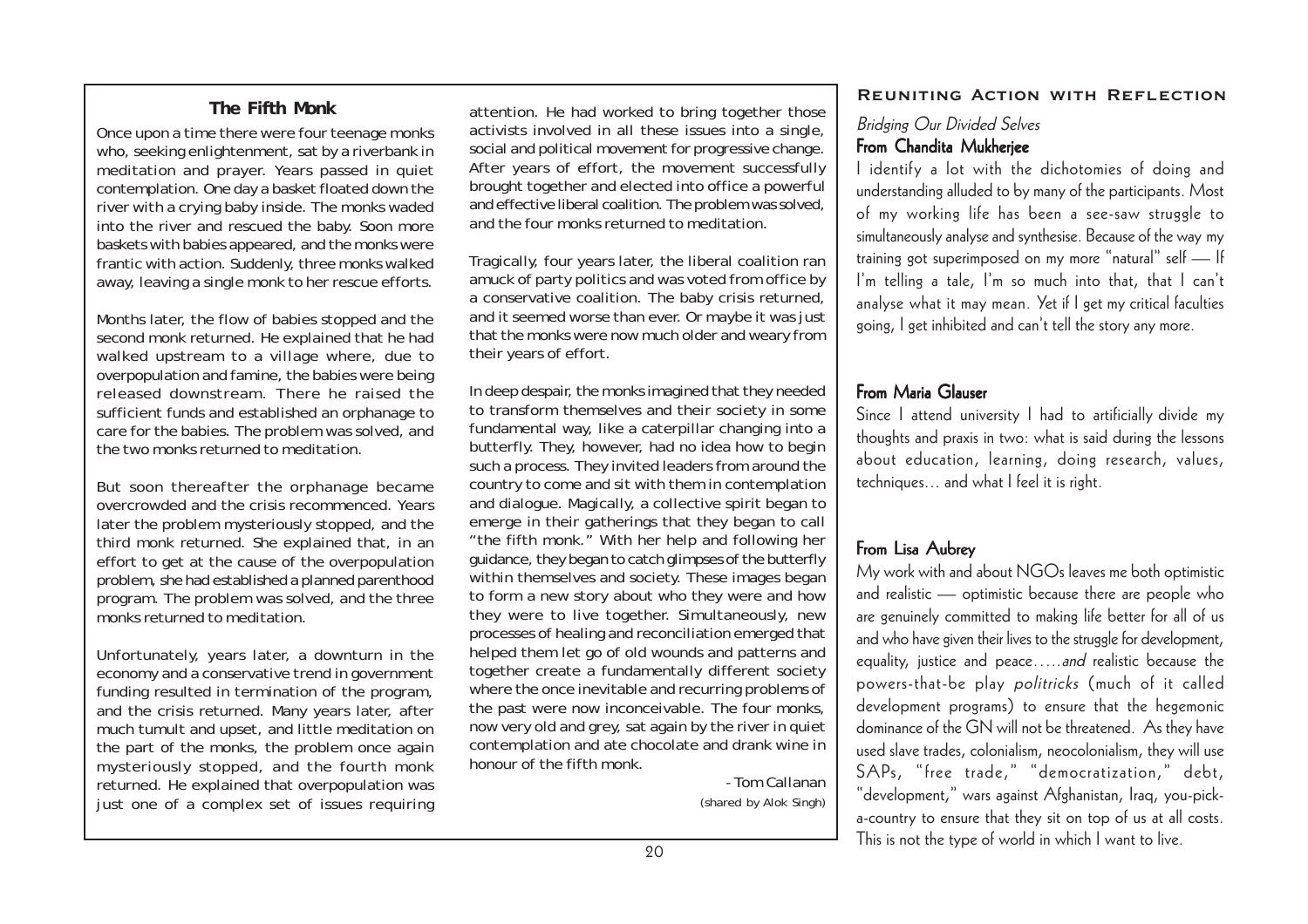## The Fifth Monk

Once upon a time there were four teenage monks who, seeking enlightenment, sat by a riverbank in meditation and prayer. Years passed in quiet contemplation. One day a basket floated down the river with a crying baby inside. The monks waded into the river and rescued the baby. Soon more baskets with babies appeared, and the monks were frantic with action. Suddenly, three monks walked away, leaving a single monk to her rescue efforts.

Months later, the flow of babies stopped and the second monk returned. He explained that he had walked upstream to a village where, due to overpopulation and famine, the babies were being released downstream. There he raised the sufficient funds and established an orphanage to care for the babies. The problem was solved, and the two monks returned to meditation.

But soon thereafter the orphanage became overcrowded and the crisis recommenced. Years later the problem mysteriously stopped, and the third monk returned. She explained that, in an effort to get at the cause of the overpopulation problem, she had established a planned parenthood program. The problem was solved, and the three monks returned to meditation.

Unfortunately, years later, a downturn in the economy and a conservative trend in government funding resulted in termination of the program, and the crisis returned. Many years later, after much tumult and upset, and little meditation on the part of the monks, the problem once again mysteriously stopped, and the fourth monk returned. He explained that overpopulation was just one of a complex set of issues requiring attention. He had worked to bring together those activists involved in all these issues into a single, social and political movement for progressive change. After years of effort, the movement successfully brought together and elected into office a powerful and effective liberal coalition. The problem was solved, and the four monks returned to meditation.

Tragically, four years later, the liberal coalition ran amuck of party politics and was voted from office by a conservative coalition. The baby crisis returned, and it seemed worse than ever. Or maybe it was just that the monks were now much older and weary from their years of effort.

In deep despair, the monks imagined that they needed to transform themselves and their society in some fundamental way, like a caterpillar changing into a butterfly. They, however, had no idea how to begin such a process. They invited leaders from around the country to come and sit with them in contemplation and dialogue. Magically, a collective spirit began to emerge in their gatherings that they began to call "the fifth monk." With her help and following her guidance, they began to catch glimpses of the butterfly within themselves and society. These images began to form a new story about who they were and how they were to live together. Simultaneously, new processes of healing and reconciliation emerged that helped them let go of old wounds and patterns and together create a fundamentally different society where the once inevitable and recurring problems of the past were now inconceivable. The four monks, now very old and grey, sat again by the river in quiet contemplation and ate chocolate and drank wine in honour of the fifth monk.

- Tom Callanan
(shared by Alok Singh)

## Reuniting Action with Reflection

*Bridging Our Divided Selves*

### From Chandita Mukherjee

I identify a lot with the dichotomies of doing and understanding alluded to by many of the participants. Most of my working life has been a see-saw struggle to simultaneously analyse and synthesise. Because of the way my training got superimposed on my more "natural" self — If I'm telling a tale, I'm so much into that, that I can't analyse what it may mean. Yet if I get my critical faculties going, I get inhibited and can't tell the story any more.

### From Maria Glauser

Since I attend university I had to artificially divide my thoughts and praxis in two: what is said during the lessons about education, learning, doing research, values, techniques… and what I feel it is right.

### From Lisa Aubrey

My work with and about NGOs leaves me both optimistic and realistic — optimistic because there are people who are genuinely committed to making life better for all of us and who have given their lives to the struggle for development, equality, justice and peace…..*and* realistic because the powers-that-be play *politricks* (much of it called development programs) to ensure that the hegemonic dominance of the GN will not be threatened. As they have used slave trades, colonialism, neocolonialism, they will use SAPs, "free trade," "democratization," debt, "development," wars against Afghanistan, Iraq, you-pick-a-country to ensure that they sit on top of us at all costs. This is not the type of world in which I want to live.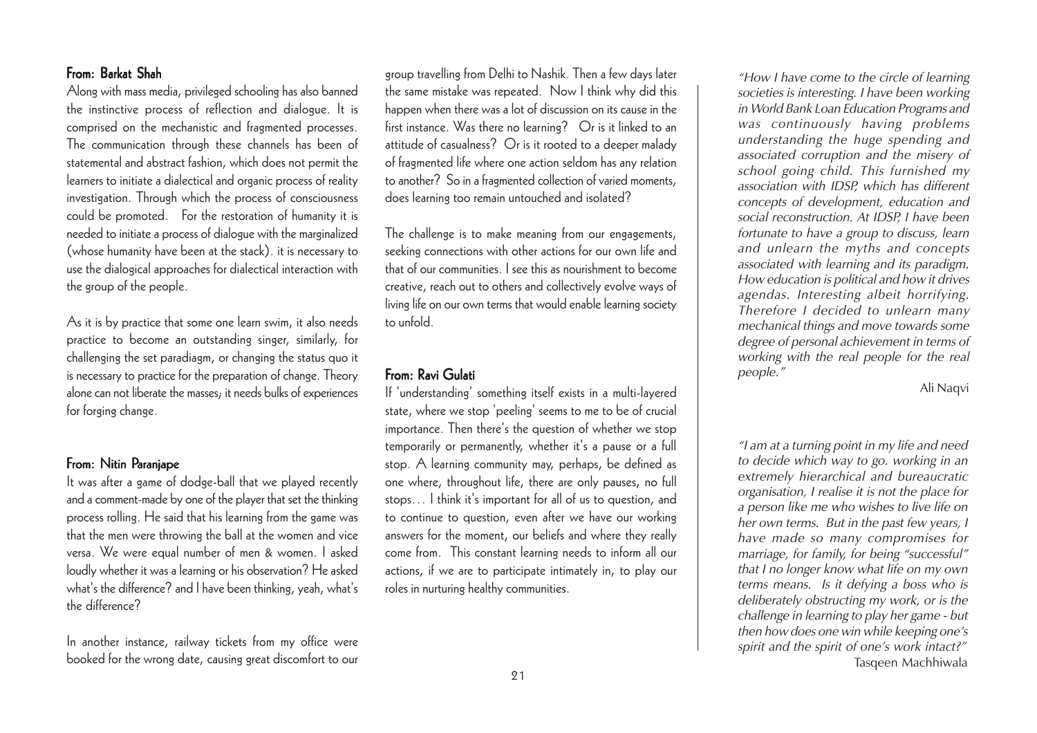### From: Barkat Shah

Along with mass media, privileged schooling has also banned the instinctive process of reflection and dialogue. It is comprised on the mechanistic and fragmented processes. The communication through these channels has been of statemental and abstract fashion, which does not permit the learners to initiate a dialectical and organic process of reality investigation. Through which the process of consciousness could be promoted. For the restoration of humanity it is needed to initiate a process of dialogue with the marginalized (whose humanity have been at the stack). it is necessary to use the dialogical approaches for dialectical interaction with the group of the people.

As it is by practice that some one learn swim, it also needs practice to become an outstanding singer, similarly, for challenging the set paradiagm, or changing the status quo it is necessary to practice for the preparation of change. Theory alone can not liberate the masses; it needs bulks of experiences for forging change.

### From: Nitin Paranjape

It was after a game of dodge-ball that we played recently and a comment-made by one of the player that set the thinking process rolling. He said that his learning from the game was that the men were throwing the ball at the women and vice versa. We were equal number of men & women. I asked loudly whether it was a learning or his observation? He asked what's the difference? and I have been thinking, yeah, what's the difference?

In another instance, railway tickets from my office were booked for the wrong date, causing great discomfort to our group travelling from Delhi to Nashik. Then a few days later the same mistake was repeated. Now I think why did this happen when there was a lot of discussion on its cause in the first instance. Was there no learning? Or is it linked to an attitude of casualness? Or is it rooted to a deeper malady of fragmented life where one action seldom has any relation to another? So in a fragmented collection of varied moments, does learning too remain untouched and isolated?

The challenge is to make meaning from our engagements, seeking connections with other actions for our own life and that of our communities. I see this as nourishment to become creative, reach out to others and collectively evolve ways of living life on our own terms that would enable learning society to unfold.

### From: Ravi Gulati

If 'understanding' something itself exists in a multi-layered state, where we stop 'peeling' seems to me to be of crucial importance. Then there's the question of whether we stop temporarily or permanently, whether it's a pause or a full stop. A learning community may, perhaps, be defined as one where, throughout life, there are only pauses, no full stops… I think it's important for all of us to question, and to continue to question, even after we have our working answers for the moment, our beliefs and where they really come from. This constant learning needs to inform all our actions, if we are to participate intimately in, to play our roles in nurturing healthy communities.

*"How I have come to the circle of learning societies is interesting. I have been working in World Bank Loan Education Programs and was continuously having problems understanding the huge spending and associated corruption and the misery of school going child. This furnished my association with IDSP, which has different concepts of development, education and social reconstruction. At IDSP, I have been fortunate to have a group to discuss, learn and unlearn the myths and concepts associated with learning and its paradigm. How education is political and how it drives agendas. Interesting albeit horrifying. Therefore I decided to unlearn many mechanical things and move towards some degree of personal achievement in terms of working with the real people for the real people."*

Ali Naqvi

*"I am at a turning point in my life and need to decide which way to go. working in an extremely hierarchical and bureaucratic organisation, I realise it is not the place for a person like me who wishes to live life on her own terms. But in the past few years, I have made so many compromises for marriage, for family, for being "successful" that I no longer know what life on my own terms means. Is it defying a boss who is deliberately obstructing my work, or is the challenge in learning to play her game - but then how does one win while keeping one's spirit and the spirit of one's work intact?"*

Tasqeen Machhiwala